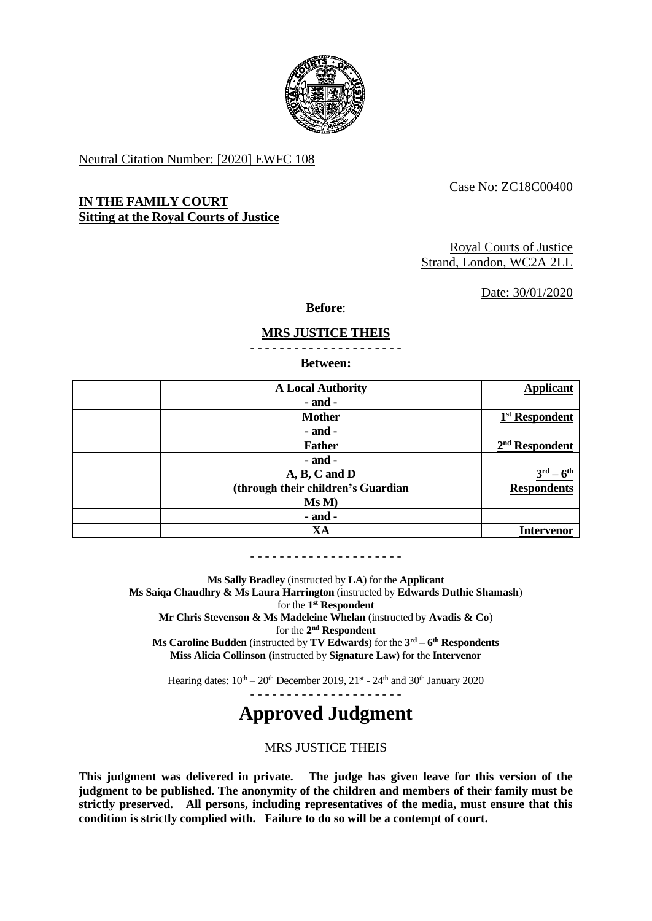Neutral Citation Number: [2020] EWFC 108

Case No: ZC18C00400

**IN THE FAMILY COURT**
**Sitting at the Royal Courts of Justice**

Royal Courts of Justice
Strand, London, WC2A 2LL

Date: 30/01/2020

**Before**:

**MRS JUSTICE THEIS**

- - - - - - - - - - - - - - - - - - - - -

**Between:**

| | | |
|---|---|---|
| | **A Local Authority** | **Applicant** |
| | **- and -** | |
| | **Mother** | **1st Respondent** |
| | **- and -** | |
| | **Father** | **2nd Respondent** |
| | **- and -** | |
| | **A, B, C and D (through their children's Guardian Ms M)** | **3rd – 6th Respondents** |
| | **- and -** | |
| | **XA** | **Intervenor** |

- - - - - - - - - - - - - - - - - - - - -

**Ms Sally Bradley** (instructed by **LA**) for the **Applicant**
**Ms Saiqa Chaudhry & Ms Laura Harrington** (instructed by **Edwards Duthie Shamash**) for the **1st Respondent**
**Mr Chris Stevenson & Ms Madeleine Whelan** (instructed by **Avadis & Co**) for the **2nd Respondent**
**Ms Caroline Budden** (instructed by **TV Edwards**) for the **3rd – 6th Respondents**
**Miss Alicia Collinson (**instructed by **Signature Law)** for the **Intervenor**

Hearing dates: 10th – 20th December 2019, 21st - 24th and 30th January 2020

- - - - - - - - - - - - - - - - - - - - -

# Approved Judgment

MRS JUSTICE THEIS

**This judgment was delivered in private. The judge has given leave for this version of the judgment to be published. The anonymity of the children and members of their family must be strictly preserved. All persons, including representatives of the media, must ensure that this condition is strictly complied with. Failure to do so will be a contempt of court.**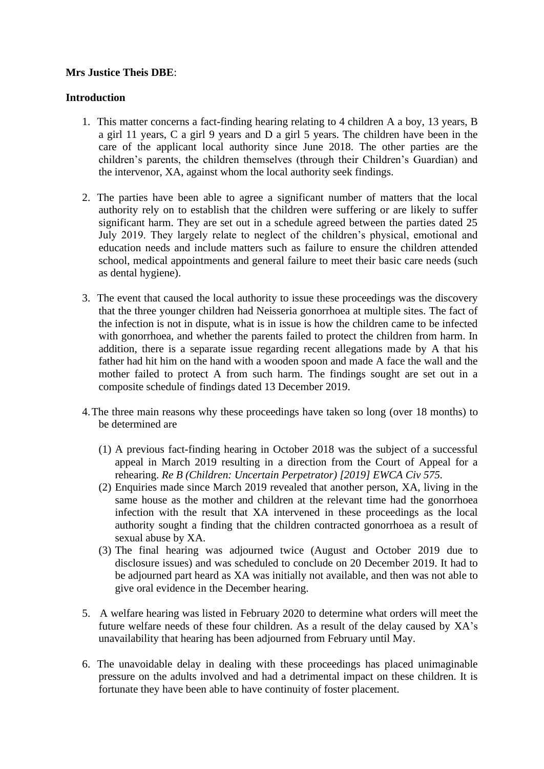**Mrs Justice Theis DBE**:

**Introduction**

1. This matter concerns a fact-finding hearing relating to 4 children A a boy, 13 years, B a girl 11 years, C a girl 9 years and D a girl 5 years. The children have been in the care of the applicant local authority since June 2018. The other parties are the children's parents, the children themselves (through their Children's Guardian) and the intervenor, XA, against whom the local authority seek findings.

2. The parties have been able to agree a significant number of matters that the local authority rely on to establish that the children were suffering or are likely to suffer significant harm. They are set out in a schedule agreed between the parties dated 25 July 2019. They largely relate to neglect of the children's physical, emotional and education needs and include matters such as failure to ensure the children attended school, medical appointments and general failure to meet their basic care needs (such as dental hygiene).

3. The event that caused the local authority to issue these proceedings was the discovery that the three younger children had Neisseria gonorrhoea at multiple sites. The fact of the infection is not in dispute, what is in issue is how the children came to be infected with gonorrhoea, and whether the parents failed to protect the children from harm. In addition, there is a separate issue regarding recent allegations made by A that his father had hit him on the hand with a wooden spoon and made A face the wall and the mother failed to protect A from such harm. The findings sought are set out in a composite schedule of findings dated 13 December 2019.

4. The three main reasons why these proceedings have taken so long (over 18 months) to be determined are

   (1) A previous fact-finding hearing in October 2018 was the subject of a successful appeal in March 2019 resulting in a direction from the Court of Appeal for a rehearing. *Re B (Children: Uncertain Perpetrator) [2019] EWCA Civ 575.*
   (2) Enquiries made since March 2019 revealed that another person, XA, living in the same house as the mother and children at the relevant time had the gonorrhoea infection with the result that XA intervened in these proceedings as the local authority sought a finding that the children contracted gonorrhoea as a result of sexual abuse by XA.
   (3) The final hearing was adjourned twice (August and October 2019 due to disclosure issues) and was scheduled to conclude on 20 December 2019. It had to be adjourned part heard as XA was initially not available, and then was not able to give oral evidence in the December hearing.

5. A welfare hearing was listed in February 2020 to determine what orders will meet the future welfare needs of these four children. As a result of the delay caused by XA's unavailability that hearing has been adjourned from February until May.

6. The unavoidable delay in dealing with these proceedings has placed unimaginable pressure on the adults involved and had a detrimental impact on these children. It is fortunate they have been able to have continuity of foster placement.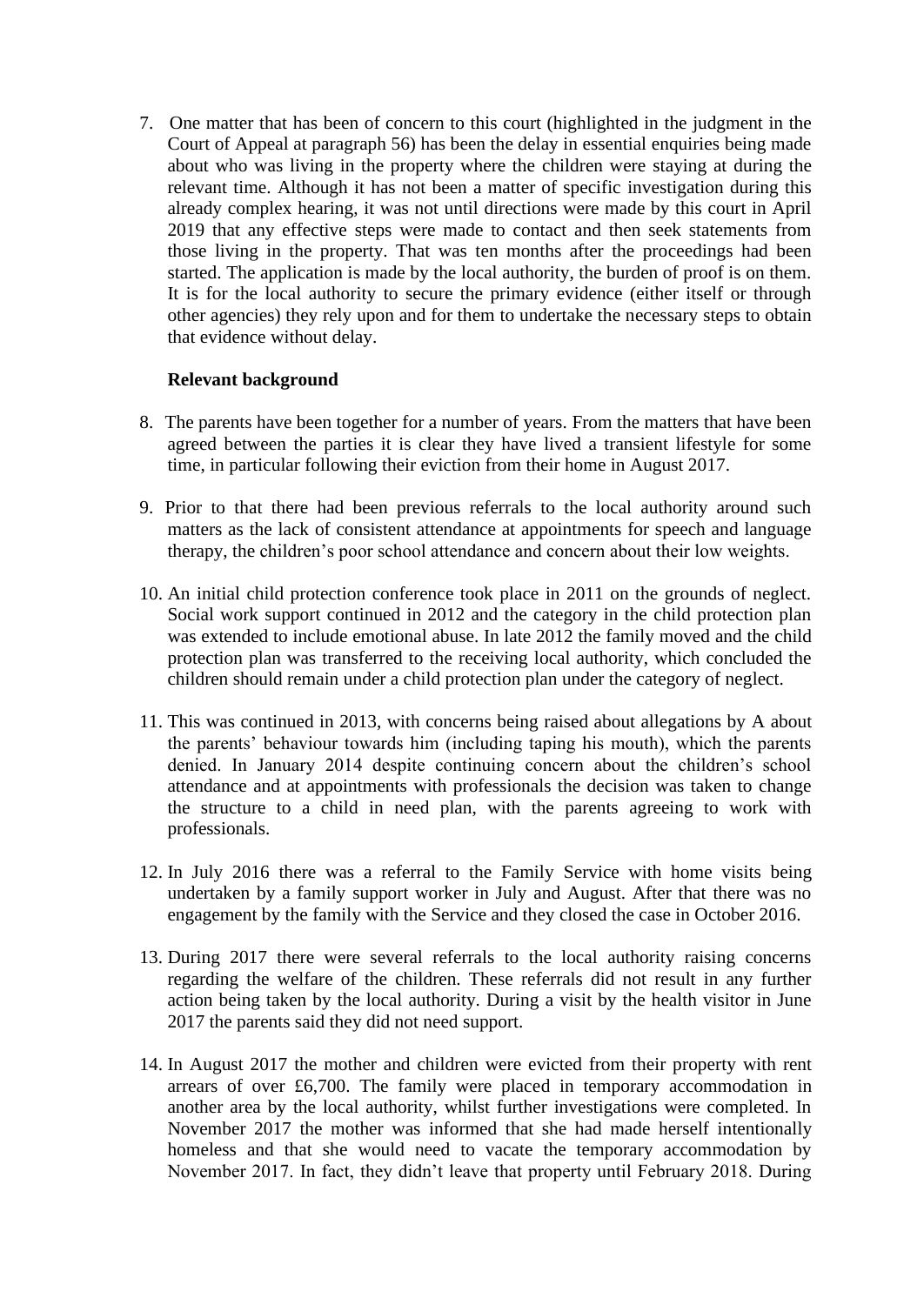7. One matter that has been of concern to this court (highlighted in the judgment in the Court of Appeal at paragraph 56) has been the delay in essential enquiries being made about who was living in the property where the children were staying at during the relevant time. Although it has not been a matter of specific investigation during this already complex hearing, it was not until directions were made by this court in April 2019 that any effective steps were made to contact and then seek statements from those living in the property. That was ten months after the proceedings had been started. The application is made by the local authority, the burden of proof is on them. It is for the local authority to secure the primary evidence (either itself or through other agencies) they rely upon and for them to undertake the necessary steps to obtain that evidence without delay.

**Relevant background**

8. The parents have been together for a number of years. From the matters that have been agreed between the parties it is clear they have lived a transient lifestyle for some time, in particular following their eviction from their home in August 2017.

9. Prior to that there had been previous referrals to the local authority around such matters as the lack of consistent attendance at appointments for speech and language therapy, the children's poor school attendance and concern about their low weights.

10. An initial child protection conference took place in 2011 on the grounds of neglect. Social work support continued in 2012 and the category in the child protection plan was extended to include emotional abuse. In late 2012 the family moved and the child protection plan was transferred to the receiving local authority, which concluded the children should remain under a child protection plan under the category of neglect.

11. This was continued in 2013, with concerns being raised about allegations by A about the parents' behaviour towards him (including taping his mouth), which the parents denied. In January 2014 despite continuing concern about the children's school attendance and at appointments with professionals the decision was taken to change the structure to a child in need plan, with the parents agreeing to work with professionals.

12. In July 2016 there was a referral to the Family Service with home visits being undertaken by a family support worker in July and August. After that there was no engagement by the family with the Service and they closed the case in October 2016.

13. During 2017 there were several referrals to the local authority raising concerns regarding the welfare of the children. These referrals did not result in any further action being taken by the local authority. During a visit by the health visitor in June 2017 the parents said they did not need support.

14. In August 2017 the mother and children were evicted from their property with rent arrears of over £6,700. The family were placed in temporary accommodation in another area by the local authority, whilst further investigations were completed. In November 2017 the mother was informed that she had made herself intentionally homeless and that she would need to vacate the temporary accommodation by November 2017. In fact, they didn't leave that property until February 2018. During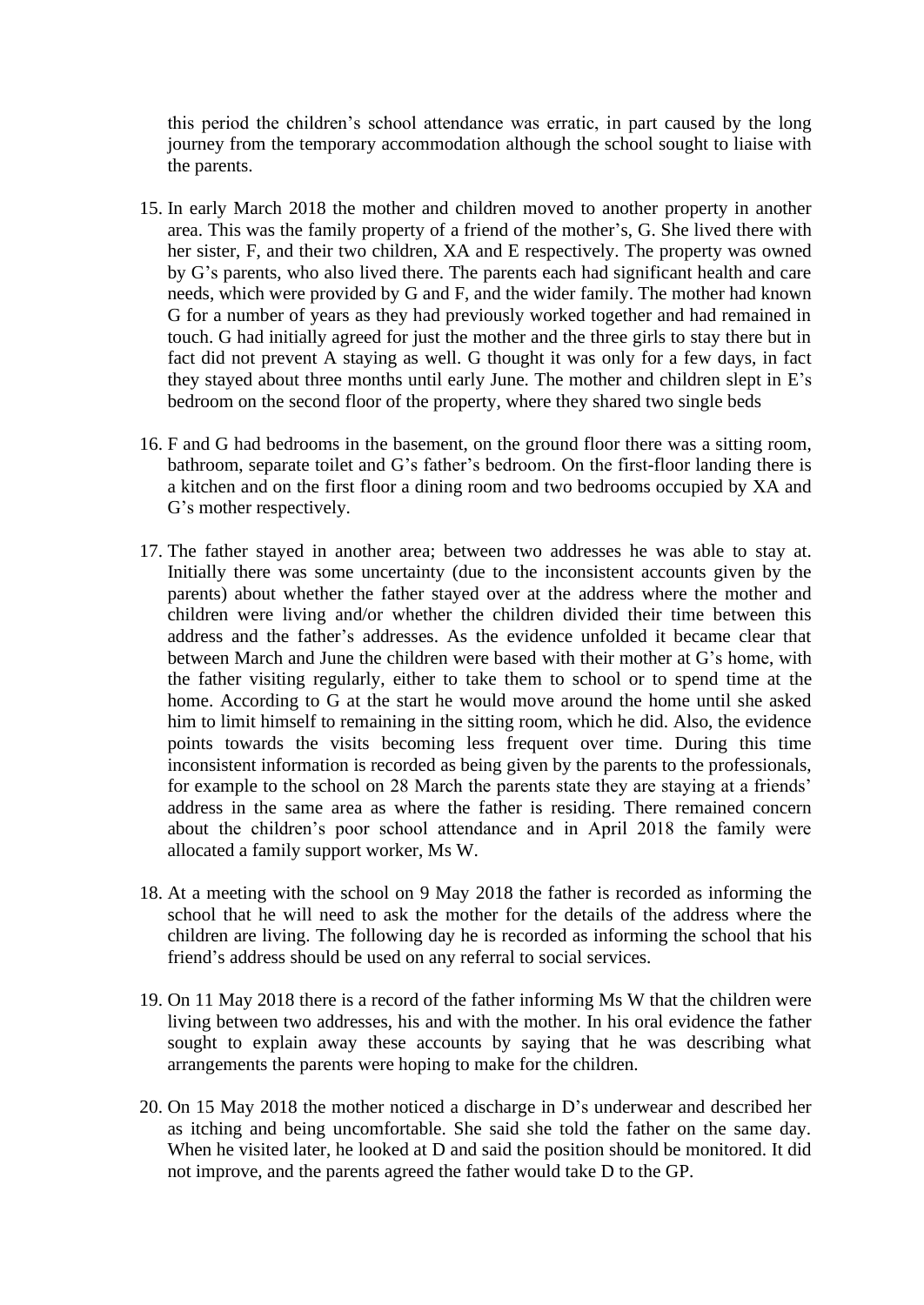this period the children's school attendance was erratic, in part caused by the long journey from the temporary accommodation although the school sought to liaise with the parents.

15. In early March 2018 the mother and children moved to another property in another area. This was the family property of a friend of the mother's, G. She lived there with her sister, F, and their two children, XA and E respectively. The property was owned by G's parents, who also lived there. The parents each had significant health and care needs, which were provided by G and F, and the wider family. The mother had known G for a number of years as they had previously worked together and had remained in touch. G had initially agreed for just the mother and the three girls to stay there but in fact did not prevent A staying as well. G thought it was only for a few days, in fact they stayed about three months until early June. The mother and children slept in E's bedroom on the second floor of the property, where they shared two single beds

16. F and G had bedrooms in the basement, on the ground floor there was a sitting room, bathroom, separate toilet and G's father's bedroom. On the first-floor landing there is a kitchen and on the first floor a dining room and two bedrooms occupied by XA and G's mother respectively.

17. The father stayed in another area; between two addresses he was able to stay at. Initially there was some uncertainty (due to the inconsistent accounts given by the parents) about whether the father stayed over at the address where the mother and children were living and/or whether the children divided their time between this address and the father's addresses. As the evidence unfolded it became clear that between March and June the children were based with their mother at G's home, with the father visiting regularly, either to take them to school or to spend time at the home. According to G at the start he would move around the home until she asked him to limit himself to remaining in the sitting room, which he did. Also, the evidence points towards the visits becoming less frequent over time. During this time inconsistent information is recorded as being given by the parents to the professionals, for example to the school on 28 March the parents state they are staying at a friends' address in the same area as where the father is residing. There remained concern about the children's poor school attendance and in April 2018 the family were allocated a family support worker, Ms W.

18. At a meeting with the school on 9 May 2018 the father is recorded as informing the school that he will need to ask the mother for the details of the address where the children are living. The following day he is recorded as informing the school that his friend's address should be used on any referral to social services.

19. On 11 May 2018 there is a record of the father informing Ms W that the children were living between two addresses, his and with the mother. In his oral evidence the father sought to explain away these accounts by saying that he was describing what arrangements the parents were hoping to make for the children.

20. On 15 May 2018 the mother noticed a discharge in D's underwear and described her as itching and being uncomfortable. She said she told the father on the same day. When he visited later, he looked at D and said the position should be monitored. It did not improve, and the parents agreed the father would take D to the GP.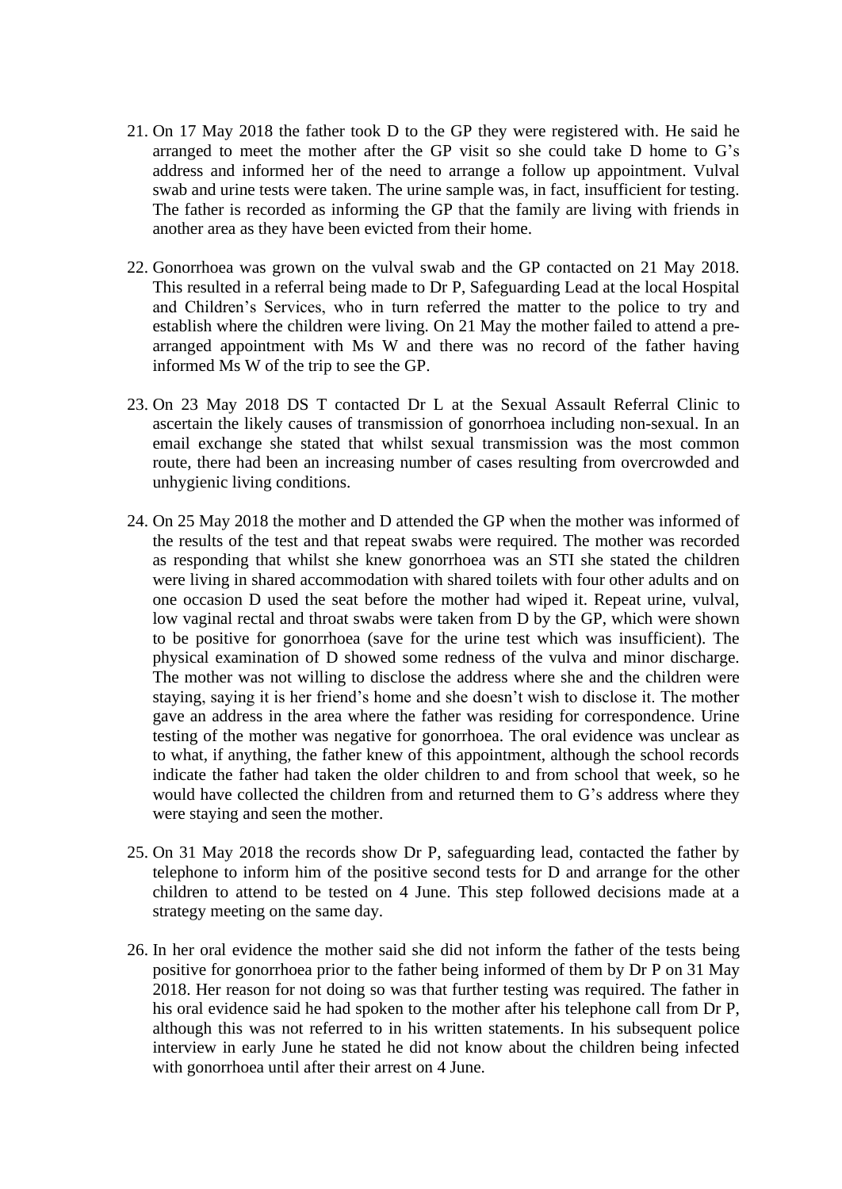21. On 17 May 2018 the father took D to the GP they were registered with. He said he arranged to meet the mother after the GP visit so she could take D home to G's address and informed her of the need to arrange a follow up appointment. Vulval swab and urine tests were taken. The urine sample was, in fact, insufficient for testing. The father is recorded as informing the GP that the family are living with friends in another area as they have been evicted from their home.

22. Gonorrhoea was grown on the vulval swab and the GP contacted on 21 May 2018. This resulted in a referral being made to Dr P, Safeguarding Lead at the local Hospital and Children's Services, who in turn referred the matter to the police to try and establish where the children were living. On 21 May the mother failed to attend a pre-arranged appointment with Ms W and there was no record of the father having informed Ms W of the trip to see the GP.

23. On 23 May 2018 DS T contacted Dr L at the Sexual Assault Referral Clinic to ascertain the likely causes of transmission of gonorrhoea including non-sexual. In an email exchange she stated that whilst sexual transmission was the most common route, there had been an increasing number of cases resulting from overcrowded and unhygienic living conditions.

24. On 25 May 2018 the mother and D attended the GP when the mother was informed of the results of the test and that repeat swabs were required. The mother was recorded as responding that whilst she knew gonorrhoea was an STI she stated the children were living in shared accommodation with shared toilets with four other adults and on one occasion D used the seat before the mother had wiped it. Repeat urine, vulval, low vaginal rectal and throat swabs were taken from D by the GP, which were shown to be positive for gonorrhoea (save for the urine test which was insufficient). The physical examination of D showed some redness of the vulva and minor discharge. The mother was not willing to disclose the address where she and the children were staying, saying it is her friend's home and she doesn't wish to disclose it. The mother gave an address in the area where the father was residing for correspondence. Urine testing of the mother was negative for gonorrhoea. The oral evidence was unclear as to what, if anything, the father knew of this appointment, although the school records indicate the father had taken the older children to and from school that week, so he would have collected the children from and returned them to G's address where they were staying and seen the mother.

25. On 31 May 2018 the records show Dr P, safeguarding lead, contacted the father by telephone to inform him of the positive second tests for D and arrange for the other children to attend to be tested on 4 June. This step followed decisions made at a strategy meeting on the same day.

26. In her oral evidence the mother said she did not inform the father of the tests being positive for gonorrhoea prior to the father being informed of them by Dr P on 31 May 2018. Her reason for not doing so was that further testing was required. The father in his oral evidence said he had spoken to the mother after his telephone call from Dr P, although this was not referred to in his written statements. In his subsequent police interview in early June he stated he did not know about the children being infected with gonorrhoea until after their arrest on 4 June.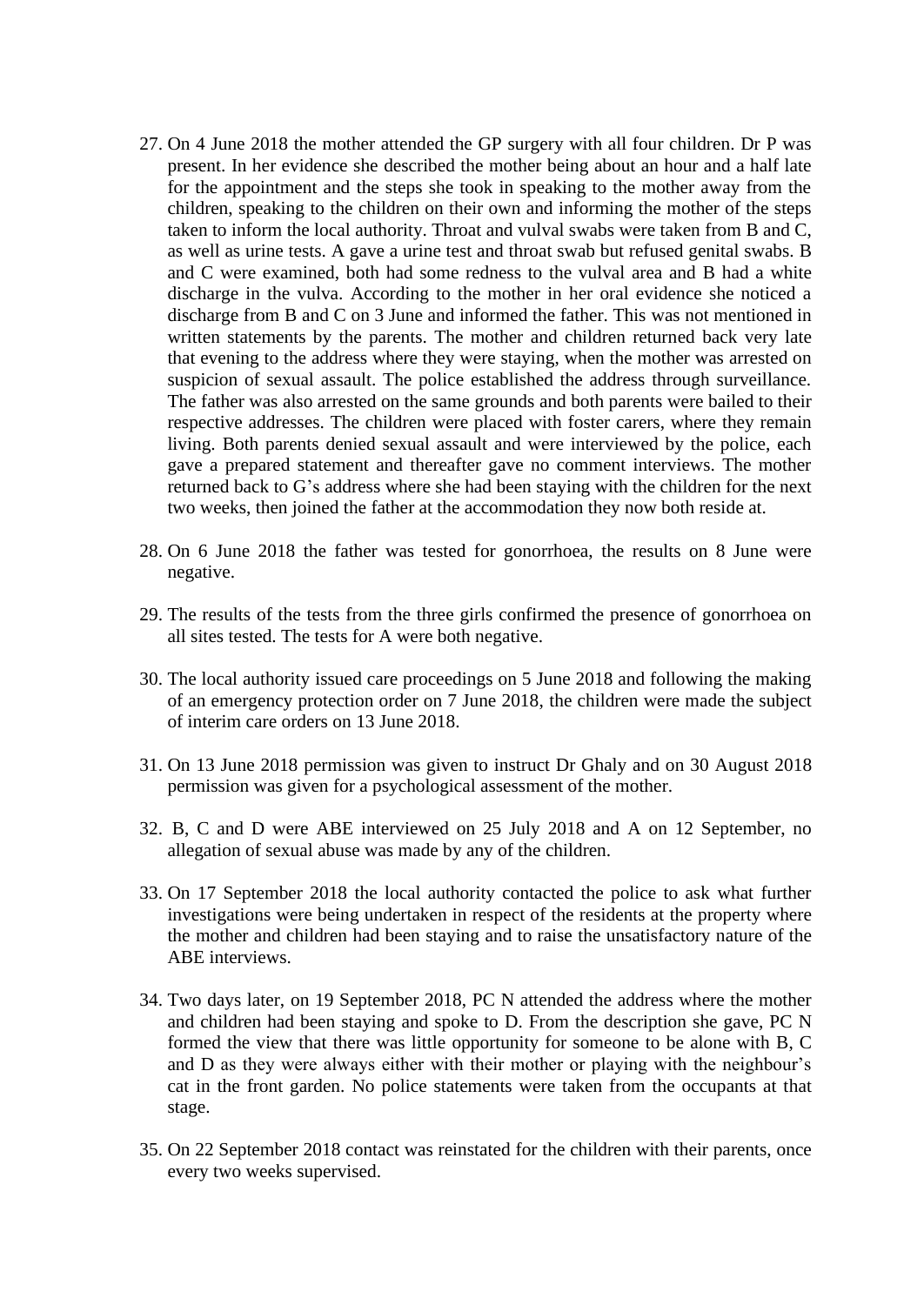27. On 4 June 2018 the mother attended the GP surgery with all four children. Dr P was present. In her evidence she described the mother being about an hour and a half late for the appointment and the steps she took in speaking to the mother away from the children, speaking to the children on their own and informing the mother of the steps taken to inform the local authority. Throat and vulval swabs were taken from B and C, as well as urine tests. A gave a urine test and throat swab but refused genital swabs. B and C were examined, both had some redness to the vulval area and B had a white discharge in the vulva. According to the mother in her oral evidence she noticed a discharge from B and C on 3 June and informed the father. This was not mentioned in written statements by the parents. The mother and children returned back very late that evening to the address where they were staying, when the mother was arrested on suspicion of sexual assault. The police established the address through surveillance. The father was also arrested on the same grounds and both parents were bailed to their respective addresses. The children were placed with foster carers, where they remain living. Both parents denied sexual assault and were interviewed by the police, each gave a prepared statement and thereafter gave no comment interviews. The mother returned back to G's address where she had been staying with the children for the next two weeks, then joined the father at the accommodation they now both reside at.

28. On 6 June 2018 the father was tested for gonorrhoea, the results on 8 June were negative.

29. The results of the tests from the three girls confirmed the presence of gonorrhoea on all sites tested. The tests for A were both negative.

30. The local authority issued care proceedings on 5 June 2018 and following the making of an emergency protection order on 7 June 2018, the children were made the subject of interim care orders on 13 June 2018.

31. On 13 June 2018 permission was given to instruct Dr Ghaly and on 30 August 2018 permission was given for a psychological assessment of the mother.

32. B, C and D were ABE interviewed on 25 July 2018 and A on 12 September, no allegation of sexual abuse was made by any of the children.

33. On 17 September 2018 the local authority contacted the police to ask what further investigations were being undertaken in respect of the residents at the property where the mother and children had been staying and to raise the unsatisfactory nature of the ABE interviews.

34. Two days later, on 19 September 2018, PC N attended the address where the mother and children had been staying and spoke to D. From the description she gave, PC N formed the view that there was little opportunity for someone to be alone with B, C and D as they were always either with their mother or playing with the neighbour's cat in the front garden. No police statements were taken from the occupants at that stage.

35. On 22 September 2018 contact was reinstated for the children with their parents, once every two weeks supervised.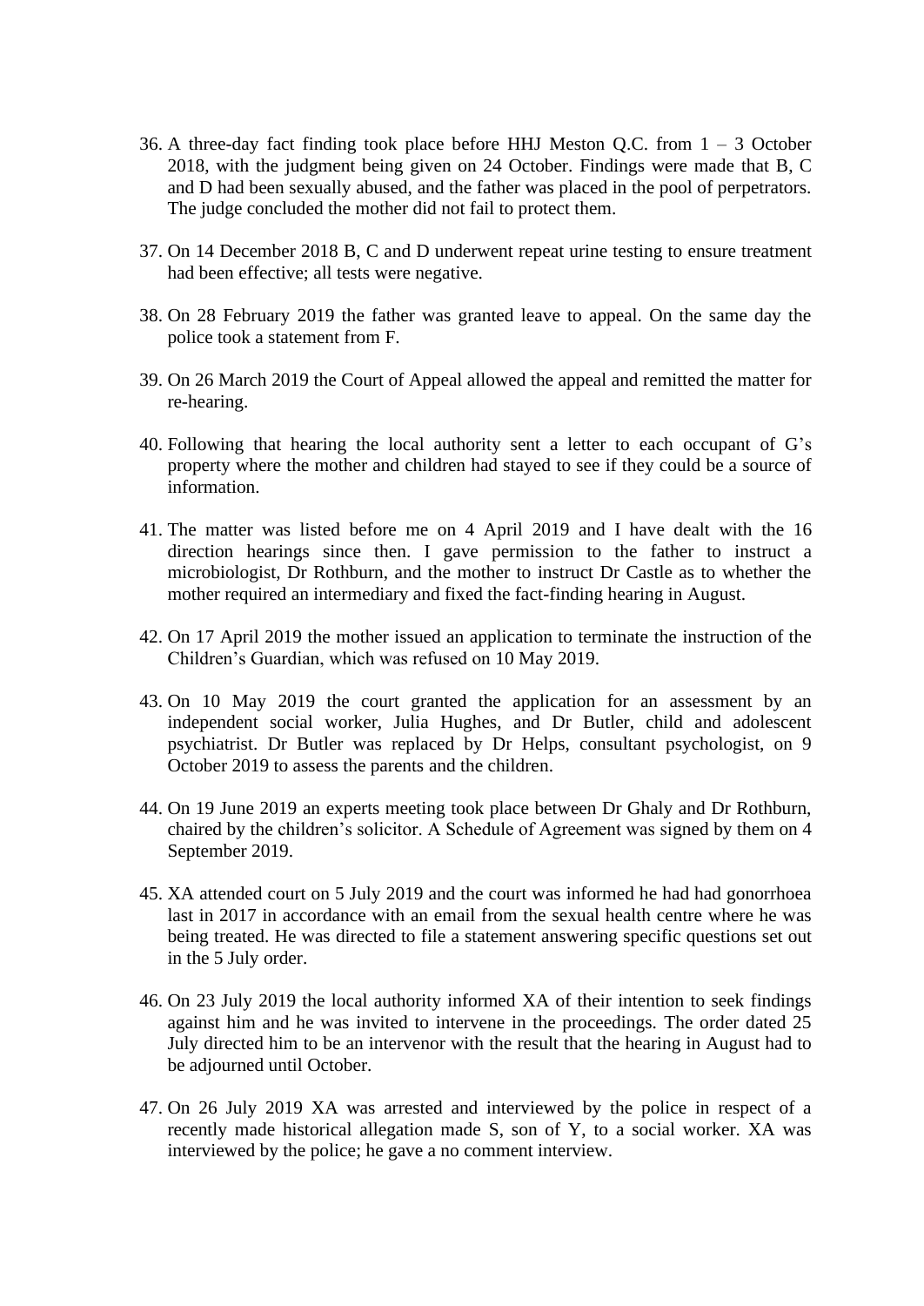36. A three-day fact finding took place before HHJ Meston Q.C. from 1 – 3 October 2018, with the judgment being given on 24 October. Findings were made that B, C and D had been sexually abused, and the father was placed in the pool of perpetrators. The judge concluded the mother did not fail to protect them.

37. On 14 December 2018 B, C and D underwent repeat urine testing to ensure treatment had been effective; all tests were negative.

38. On 28 February 2019 the father was granted leave to appeal. On the same day the police took a statement from F.

39. On 26 March 2019 the Court of Appeal allowed the appeal and remitted the matter for re-hearing.

40. Following that hearing the local authority sent a letter to each occupant of G's property where the mother and children had stayed to see if they could be a source of information.

41. The matter was listed before me on 4 April 2019 and I have dealt with the 16 direction hearings since then. I gave permission to the father to instruct a microbiologist, Dr Rothburn, and the mother to instruct Dr Castle as to whether the mother required an intermediary and fixed the fact-finding hearing in August.

42. On 17 April 2019 the mother issued an application to terminate the instruction of the Children's Guardian, which was refused on 10 May 2019.

43. On 10 May 2019 the court granted the application for an assessment by an independent social worker, Julia Hughes, and Dr Butler, child and adolescent psychiatrist. Dr Butler was replaced by Dr Helps, consultant psychologist, on 9 October 2019 to assess the parents and the children.

44. On 19 June 2019 an experts meeting took place between Dr Ghaly and Dr Rothburn, chaired by the children's solicitor. A Schedule of Agreement was signed by them on 4 September 2019.

45. XA attended court on 5 July 2019 and the court was informed he had had gonorrhoea last in 2017 in accordance with an email from the sexual health centre where he was being treated. He was directed to file a statement answering specific questions set out in the 5 July order.

46. On 23 July 2019 the local authority informed XA of their intention to seek findings against him and he was invited to intervene in the proceedings. The order dated 25 July directed him to be an intervenor with the result that the hearing in August had to be adjourned until October.

47. On 26 July 2019 XA was arrested and interviewed by the police in respect of a recently made historical allegation made S, son of Y, to a social worker. XA was interviewed by the police; he gave a no comment interview.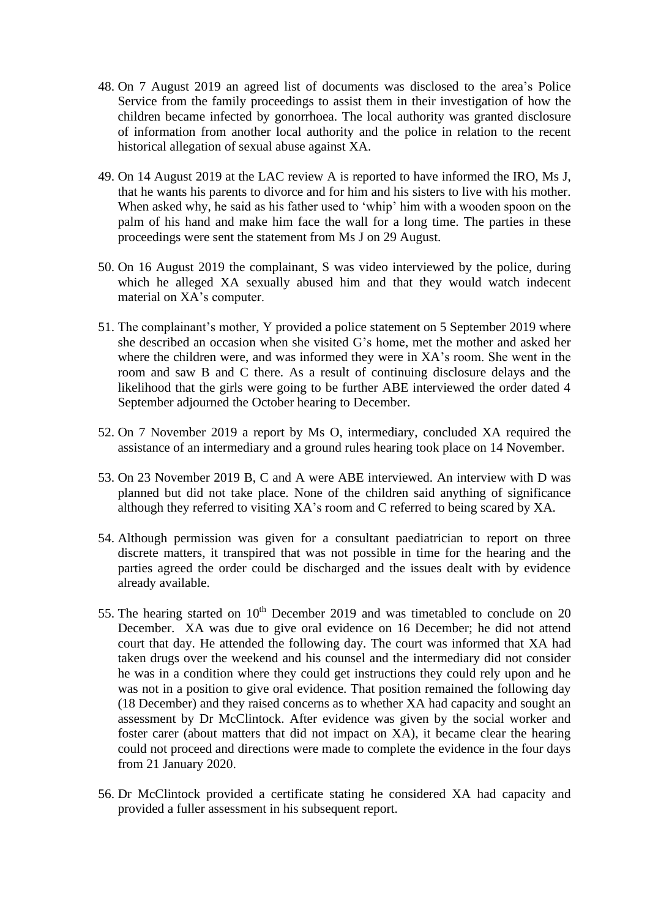48. On 7 August 2019 an agreed list of documents was disclosed to the area's Police Service from the family proceedings to assist them in their investigation of how the children became infected by gonorrhoea. The local authority was granted disclosure of information from another local authority and the police in relation to the recent historical allegation of sexual abuse against XA.

49. On 14 August 2019 at the LAC review A is reported to have informed the IRO, Ms J, that he wants his parents to divorce and for him and his sisters to live with his mother. When asked why, he said as his father used to 'whip' him with a wooden spoon on the palm of his hand and make him face the wall for a long time. The parties in these proceedings were sent the statement from Ms J on 29 August.

50. On 16 August 2019 the complainant, S was video interviewed by the police, during which he alleged XA sexually abused him and that they would watch indecent material on XA's computer.

51. The complainant's mother, Y provided a police statement on 5 September 2019 where she described an occasion when she visited G's home, met the mother and asked her where the children were, and was informed they were in XA's room. She went in the room and saw B and C there. As a result of continuing disclosure delays and the likelihood that the girls were going to be further ABE interviewed the order dated 4 September adjourned the October hearing to December.

52. On 7 November 2019 a report by Ms O, intermediary, concluded XA required the assistance of an intermediary and a ground rules hearing took place on 14 November.

53. On 23 November 2019 B, C and A were ABE interviewed. An interview with D was planned but did not take place. None of the children said anything of significance although they referred to visiting XA's room and C referred to being scared by XA.

54. Although permission was given for a consultant paediatrician to report on three discrete matters, it transpired that was not possible in time for the hearing and the parties agreed the order could be discharged and the issues dealt with by evidence already available.

55. The hearing started on 10th December 2019 and was timetabled to conclude on 20 December. XA was due to give oral evidence on 16 December; he did not attend court that day. He attended the following day. The court was informed that XA had taken drugs over the weekend and his counsel and the intermediary did not consider he was in a condition where they could get instructions they could rely upon and he was not in a position to give oral evidence. That position remained the following day (18 December) and they raised concerns as to whether XA had capacity and sought an assessment by Dr McClintock. After evidence was given by the social worker and foster carer (about matters that did not impact on XA), it became clear the hearing could not proceed and directions were made to complete the evidence in the four days from 21 January 2020.

56. Dr McClintock provided a certificate stating he considered XA had capacity and provided a fuller assessment in his subsequent report.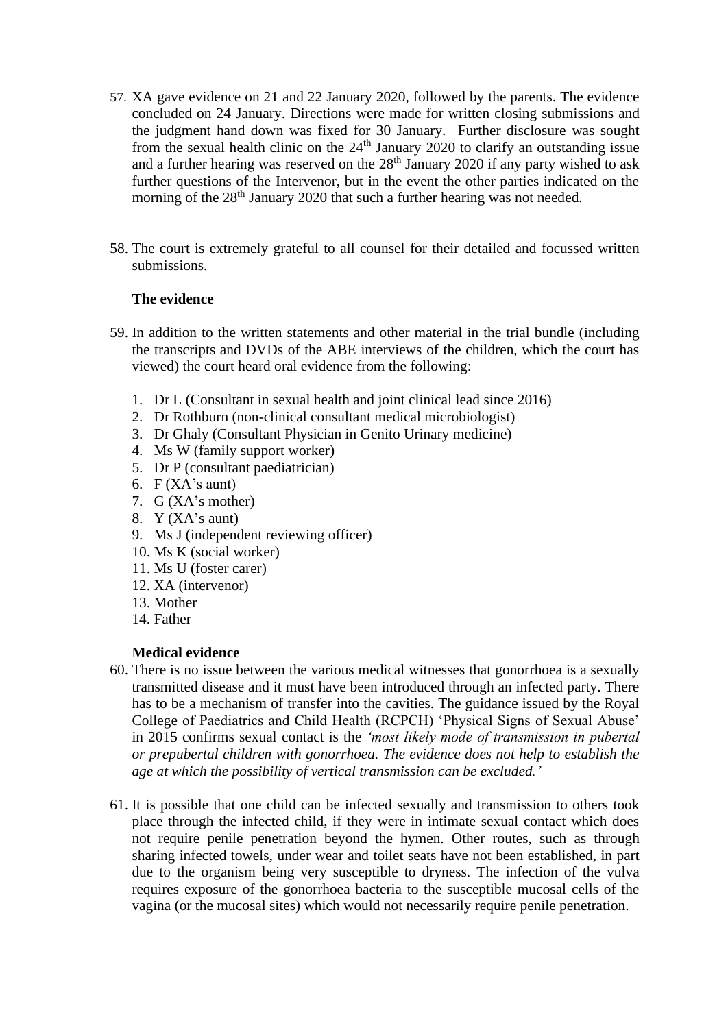57. XA gave evidence on 21 and 22 January 2020, followed by the parents. The evidence concluded on 24 January. Directions were made for written closing submissions and the judgment hand down was fixed for 30 January. Further disclosure was sought from the sexual health clinic on the 24th January 2020 to clarify an outstanding issue and a further hearing was reserved on the 28th January 2020 if any party wished to ask further questions of the Intervenor, but in the event the other parties indicated on the morning of the 28th January 2020 that such a further hearing was not needed.

58. The court is extremely grateful to all counsel for their detailed and focussed written submissions.

**The evidence**

59. In addition to the written statements and other material in the trial bundle (including the transcripts and DVDs of the ABE interviews of the children, which the court has viewed) the court heard oral evidence from the following:

    1. Dr L (Consultant in sexual health and joint clinical lead since 2016)
    2. Dr Rothburn (non-clinical consultant medical microbiologist)
    3. Dr Ghaly (Consultant Physician in Genito Urinary medicine)
    4. Ms W (family support worker)
    5. Dr P (consultant paediatrician)
    6. F (XA's aunt)
    7. G (XA's mother)
    8. Y (XA's aunt)
    9. Ms J (independent reviewing officer)
    10. Ms K (social worker)
    11. Ms U (foster carer)
    12. XA (intervenor)
    13. Mother
    14. Father

**Medical evidence**

60. There is no issue between the various medical witnesses that gonorrhoea is a sexually transmitted disease and it must have been introduced through an infected party. There has to be a mechanism of transfer into the cavities. The guidance issued by the Royal College of Paediatrics and Child Health (RCPCH) 'Physical Signs of Sexual Abuse' in 2015 confirms sexual contact is the *'most likely mode of transmission in pubertal or prepubertal children with gonorrhoea. The evidence does not help to establish the age at which the possibility of vertical transmission can be excluded.'*

61. It is possible that one child can be infected sexually and transmission to others took place through the infected child, if they were in intimate sexual contact which does not require penile penetration beyond the hymen. Other routes, such as through sharing infected towels, under wear and toilet seats have not been established, in part due to the organism being very susceptible to dryness. The infection of the vulva requires exposure of the gonorrhoea bacteria to the susceptible mucosal cells of the vagina (or the mucosal sites) which would not necessarily require penile penetration.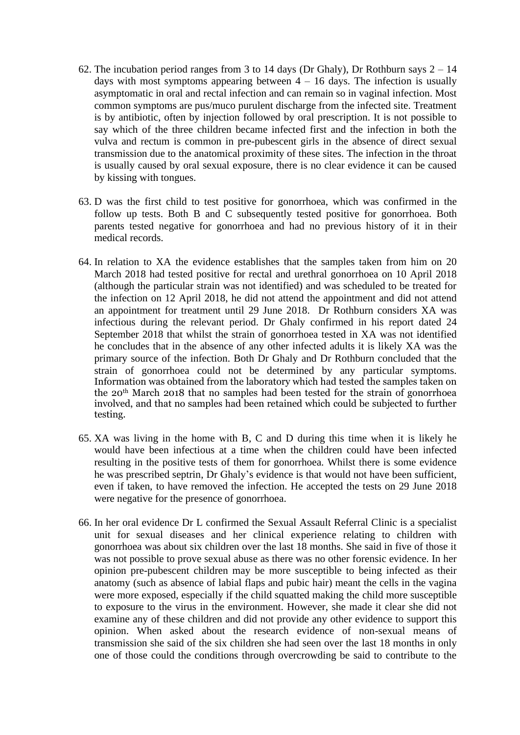62. The incubation period ranges from 3 to 14 days (Dr Ghaly), Dr Rothburn says 2 – 14 days with most symptoms appearing between 4 – 16 days. The infection is usually asymptomatic in oral and rectal infection and can remain so in vaginal infection. Most common symptoms are pus/muco purulent discharge from the infected site. Treatment is by antibiotic, often by injection followed by oral prescription. It is not possible to say which of the three children became infected first and the infection in both the vulva and rectum is common in pre-pubescent girls in the absence of direct sexual transmission due to the anatomical proximity of these sites. The infection in the throat is usually caused by oral sexual exposure, there is no clear evidence it can be caused by kissing with tongues.

63. D was the first child to test positive for gonorrhoea, which was confirmed in the follow up tests. Both B and C subsequently tested positive for gonorrhoea. Both parents tested negative for gonorrhoea and had no previous history of it in their medical records.

64. In relation to XA the evidence establishes that the samples taken from him on 20 March 2018 had tested positive for rectal and urethral gonorrhoea on 10 April 2018 (although the particular strain was not identified) and was scheduled to be treated for the infection on 12 April 2018, he did not attend the appointment and did not attend an appointment for treatment until 29 June 2018. Dr Rothburn considers XA was infectious during the relevant period. Dr Ghaly confirmed in his report dated 24 September 2018 that whilst the strain of gonorrhoea tested in XA was not identified he concludes that in the absence of any other infected adults it is likely XA was the primary source of the infection. Both Dr Ghaly and Dr Rothburn concluded that the strain of gonorrhoea could not be determined by any particular symptoms. Information was obtained from the laboratory which had tested the samples taken on the 20th March 2018 that no samples had been tested for the strain of gonorrhoea involved, and that no samples had been retained which could be subjected to further testing.

65. XA was living in the home with B, C and D during this time when it is likely he would have been infectious at a time when the children could have been infected resulting in the positive tests of them for gonorrhoea. Whilst there is some evidence he was prescribed septrin, Dr Ghaly's evidence is that would not have been sufficient, even if taken, to have removed the infection. He accepted the tests on 29 June 2018 were negative for the presence of gonorrhoea.

66. In her oral evidence Dr L confirmed the Sexual Assault Referral Clinic is a specialist unit for sexual diseases and her clinical experience relating to children with gonorrhoea was about six children over the last 18 months. She said in five of those it was not possible to prove sexual abuse as there was no other forensic evidence. In her opinion pre-pubescent children may be more susceptible to being infected as their anatomy (such as absence of labial flaps and pubic hair) meant the cells in the vagina were more exposed, especially if the child squatted making the child more susceptible to exposure to the virus in the environment. However, she made it clear she did not examine any of these children and did not provide any other evidence to support this opinion. When asked about the research evidence of non-sexual means of transmission she said of the six children she had seen over the last 18 months in only one of those could the conditions through overcrowding be said to contribute to the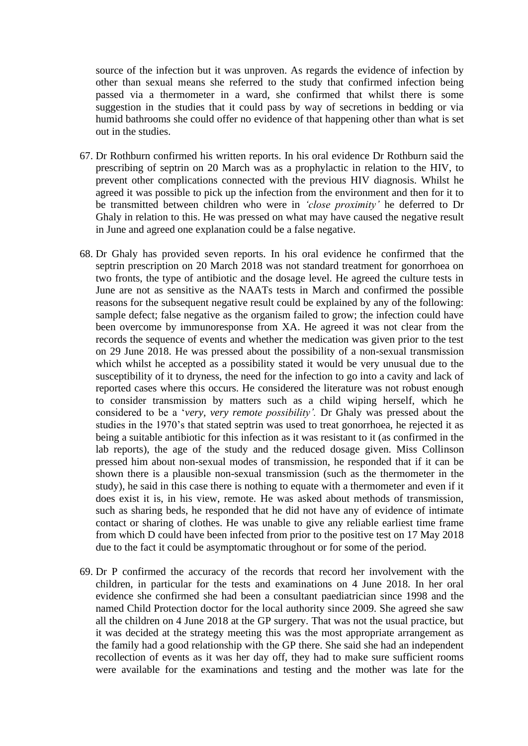source of the infection but it was unproven. As regards the evidence of infection by other than sexual means she referred to the study that confirmed infection being passed via a thermometer in a ward, she confirmed that whilst there is some suggestion in the studies that it could pass by way of secretions in bedding or via humid bathrooms she could offer no evidence of that happening other than what is set out in the studies.

67. Dr Rothburn confirmed his written reports. In his oral evidence Dr Rothburn said the prescribing of septrin on 20 March was as a prophylactic in relation to the HIV, to prevent other complications connected with the previous HIV diagnosis. Whilst he agreed it was possible to pick up the infection from the environment and then for it to be transmitted between children who were in *'close proximity'* he deferred to Dr Ghaly in relation to this. He was pressed on what may have caused the negative result in June and agreed one explanation could be a false negative.

68. Dr Ghaly has provided seven reports. In his oral evidence he confirmed that the septrin prescription on 20 March 2018 was not standard treatment for gonorrhoea on two fronts, the type of antibiotic and the dosage level. He agreed the culture tests in June are not as sensitive as the NAATs tests in March and confirmed the possible reasons for the subsequent negative result could be explained by any of the following: sample defect; false negative as the organism failed to grow; the infection could have been overcome by immunoresponse from XA. He agreed it was not clear from the records the sequence of events and whether the medication was given prior to the test on 29 June 2018. He was pressed about the possibility of a non-sexual transmission which whilst he accepted as a possibility stated it would be very unusual due to the susceptibility of it to dryness, the need for the infection to go into a cavity and lack of reported cases where this occurs. He considered the literature was not robust enough to consider transmission by matters such as a child wiping herself, which he considered to be a '*very, very remote possibility'.* Dr Ghaly was pressed about the studies in the 1970's that stated septrin was used to treat gonorrhoea, he rejected it as being a suitable antibiotic for this infection as it was resistant to it (as confirmed in the lab reports), the age of the study and the reduced dosage given. Miss Collinson pressed him about non-sexual modes of transmission, he responded that if it can be shown there is a plausible non-sexual transmission (such as the thermometer in the study), he said in this case there is nothing to equate with a thermometer and even if it does exist it is, in his view, remote. He was asked about methods of transmission, such as sharing beds, he responded that he did not have any of evidence of intimate contact or sharing of clothes. He was unable to give any reliable earliest time frame from which D could have been infected from prior to the positive test on 17 May 2018 due to the fact it could be asymptomatic throughout or for some of the period.

69. Dr P confirmed the accuracy of the records that record her involvement with the children, in particular for the tests and examinations on 4 June 2018. In her oral evidence she confirmed she had been a consultant paediatrician since 1998 and the named Child Protection doctor for the local authority since 2009. She agreed she saw all the children on 4 June 2018 at the GP surgery. That was not the usual practice, but it was decided at the strategy meeting this was the most appropriate arrangement as the family had a good relationship with the GP there. She said she had an independent recollection of events as it was her day off, they had to make sure sufficient rooms were available for the examinations and testing and the mother was late for the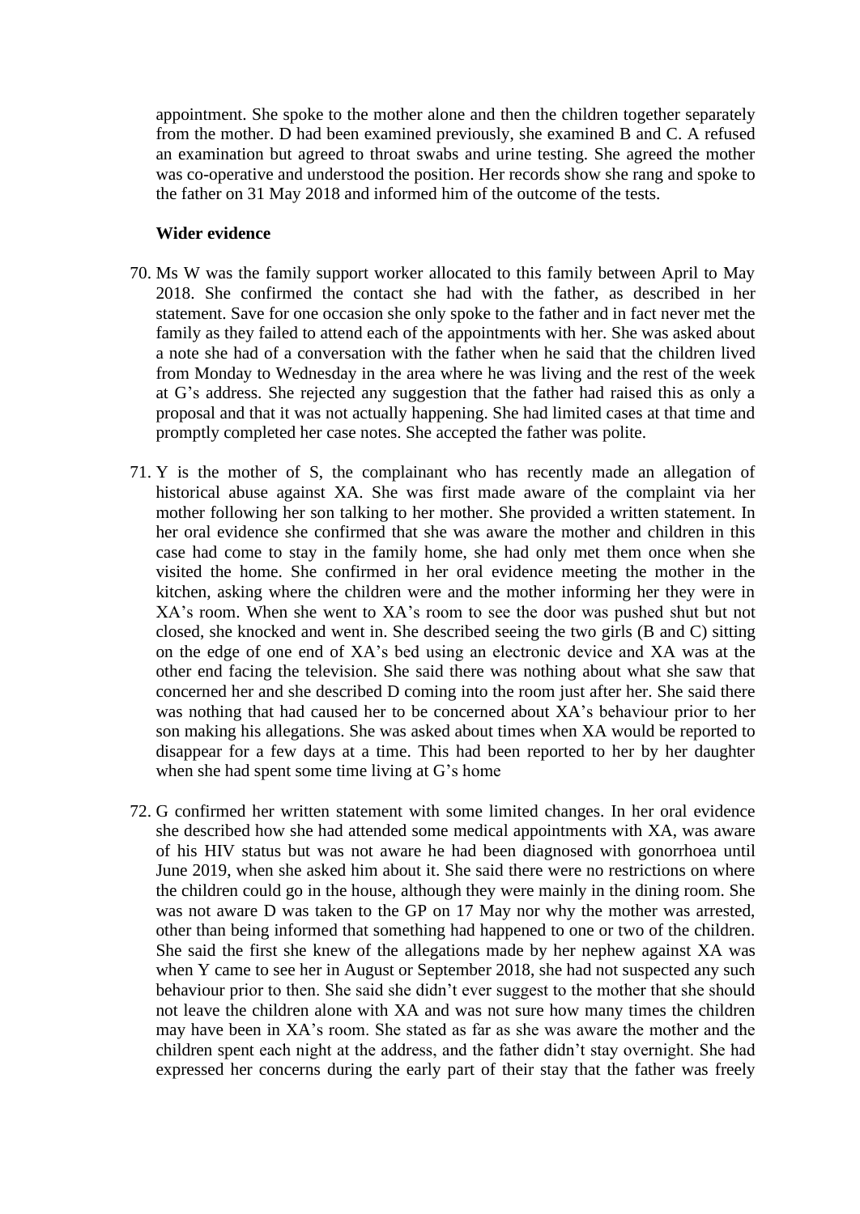appointment. She spoke to the mother alone and then the children together separately from the mother. D had been examined previously, she examined B and C. A refused an examination but agreed to throat swabs and urine testing. She agreed the mother was co-operative and understood the position. Her records show she rang and spoke to the father on 31 May 2018 and informed him of the outcome of the tests.

**Wider evidence**

70. Ms W was the family support worker allocated to this family between April to May 2018. She confirmed the contact she had with the father, as described in her statement. Save for one occasion she only spoke to the father and in fact never met the family as they failed to attend each of the appointments with her. She was asked about a note she had of a conversation with the father when he said that the children lived from Monday to Wednesday in the area where he was living and the rest of the week at G's address. She rejected any suggestion that the father had raised this as only a proposal and that it was not actually happening. She had limited cases at that time and promptly completed her case notes. She accepted the father was polite.

71. Y is the mother of S, the complainant who has recently made an allegation of historical abuse against XA. She was first made aware of the complaint via her mother following her son talking to her mother. She provided a written statement. In her oral evidence she confirmed that she was aware the mother and children in this case had come to stay in the family home, she had only met them once when she visited the home. She confirmed in her oral evidence meeting the mother in the kitchen, asking where the children were and the mother informing her they were in XA's room. When she went to XA's room to see the door was pushed shut but not closed, she knocked and went in. She described seeing the two girls (B and C) sitting on the edge of one end of XA's bed using an electronic device and XA was at the other end facing the television. She said there was nothing about what she saw that concerned her and she described D coming into the room just after her. She said there was nothing that had caused her to be concerned about XA's behaviour prior to her son making his allegations. She was asked about times when XA would be reported to disappear for a few days at a time. This had been reported to her by her daughter when she had spent some time living at G's home

72. G confirmed her written statement with some limited changes. In her oral evidence she described how she had attended some medical appointments with XA, was aware of his HIV status but was not aware he had been diagnosed with gonorrhoea until June 2019, when she asked him about it. She said there were no restrictions on where the children could go in the house, although they were mainly in the dining room. She was not aware D was taken to the GP on 17 May nor why the mother was arrested, other than being informed that something had happened to one or two of the children. She said the first she knew of the allegations made by her nephew against XA was when Y came to see her in August or September 2018, she had not suspected any such behaviour prior to then. She said she didn't ever suggest to the mother that she should not leave the children alone with XA and was not sure how many times the children may have been in XA's room. She stated as far as she was aware the mother and the children spent each night at the address, and the father didn't stay overnight. She had expressed her concerns during the early part of their stay that the father was freely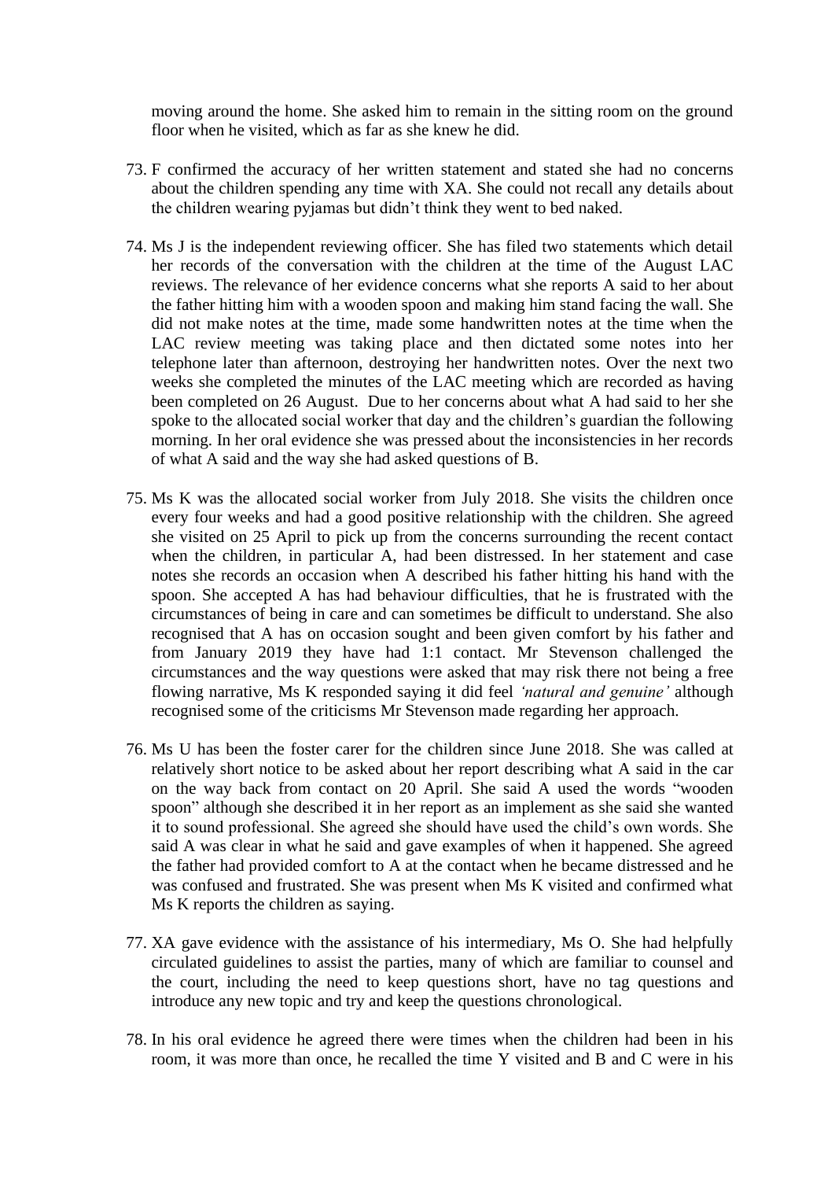moving around the home. She asked him to remain in the sitting room on the ground floor when he visited, which as far as she knew he did.

73. F confirmed the accuracy of her written statement and stated she had no concerns about the children spending any time with XA. She could not recall any details about the children wearing pyjamas but didn't think they went to bed naked.

74. Ms J is the independent reviewing officer. She has filed two statements which detail her records of the conversation with the children at the time of the August LAC reviews. The relevance of her evidence concerns what she reports A said to her about the father hitting him with a wooden spoon and making him stand facing the wall. She did not make notes at the time, made some handwritten notes at the time when the LAC review meeting was taking place and then dictated some notes into her telephone later than afternoon, destroying her handwritten notes. Over the next two weeks she completed the minutes of the LAC meeting which are recorded as having been completed on 26 August. Due to her concerns about what A had said to her she spoke to the allocated social worker that day and the children's guardian the following morning. In her oral evidence she was pressed about the inconsistencies in her records of what A said and the way she had asked questions of B.

75. Ms K was the allocated social worker from July 2018. She visits the children once every four weeks and had a good positive relationship with the children. She agreed she visited on 25 April to pick up from the concerns surrounding the recent contact when the children, in particular A, had been distressed. In her statement and case notes she records an occasion when A described his father hitting his hand with the spoon. She accepted A has had behaviour difficulties, that he is frustrated with the circumstances of being in care and can sometimes be difficult to understand. She also recognised that A has on occasion sought and been given comfort by his father and from January 2019 they have had 1:1 contact. Mr Stevenson challenged the circumstances and the way questions were asked that may risk there not being a free flowing narrative, Ms K responded saying it did feel *'natural and genuine'* although recognised some of the criticisms Mr Stevenson made regarding her approach.

76. Ms U has been the foster carer for the children since June 2018. She was called at relatively short notice to be asked about her report describing what A said in the car on the way back from contact on 20 April. She said A used the words "wooden spoon" although she described it in her report as an implement as she said she wanted it to sound professional. She agreed she should have used the child's own words. She said A was clear in what he said and gave examples of when it happened. She agreed the father had provided comfort to A at the contact when he became distressed and he was confused and frustrated. She was present when Ms K visited and confirmed what Ms K reports the children as saying.

77. XA gave evidence with the assistance of his intermediary, Ms O. She had helpfully circulated guidelines to assist the parties, many of which are familiar to counsel and the court, including the need to keep questions short, have no tag questions and introduce any new topic and try and keep the questions chronological.

78. In his oral evidence he agreed there were times when the children had been in his room, it was more than once, he recalled the time Y visited and B and C were in his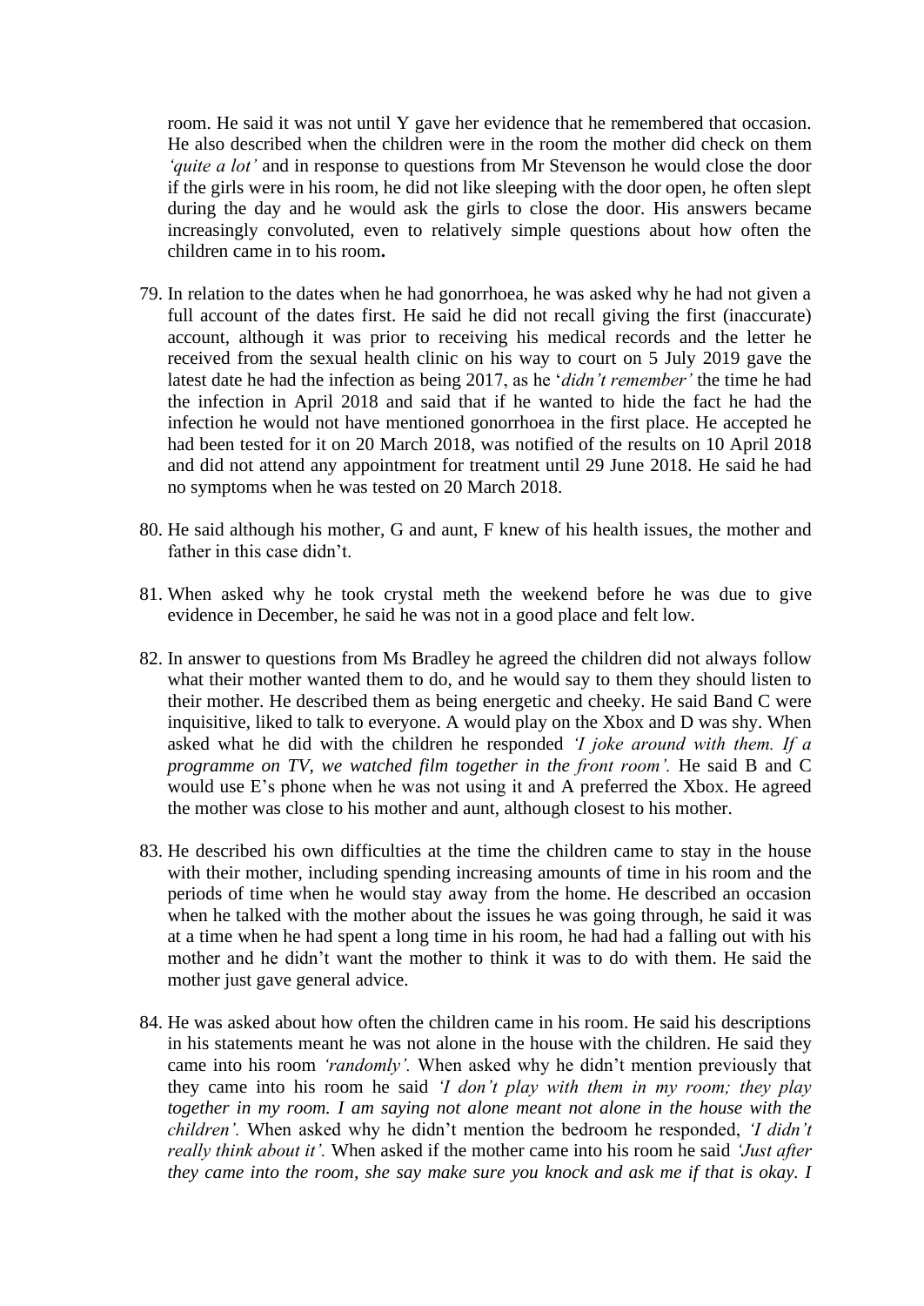room. He said it was not until Y gave her evidence that he remembered that occasion. He also described when the children were in the room the mother did check on them *'quite a lot'* and in response to questions from Mr Stevenson he would close the door if the girls were in his room, he did not like sleeping with the door open, he often slept during the day and he would ask the girls to close the door. His answers became increasingly convoluted, even to relatively simple questions about how often the children came in to his room**.**

79. In relation to the dates when he had gonorrhoea, he was asked why he had not given a full account of the dates first. He said he did not recall giving the first (inaccurate) account, although it was prior to receiving his medical records and the letter he received from the sexual health clinic on his way to court on 5 July 2019 gave the latest date he had the infection as being 2017, as he '*didn't remember'* the time he had the infection in April 2018 and said that if he wanted to hide the fact he had the infection he would not have mentioned gonorrhoea in the first place. He accepted he had been tested for it on 20 March 2018, was notified of the results on 10 April 2018 and did not attend any appointment for treatment until 29 June 2018. He said he had no symptoms when he was tested on 20 March 2018.

80. He said although his mother, G and aunt, F knew of his health issues, the mother and father in this case didn't.

81. When asked why he took crystal meth the weekend before he was due to give evidence in December, he said he was not in a good place and felt low.

82. In answer to questions from Ms Bradley he agreed the children did not always follow what their mother wanted them to do, and he would say to them they should listen to their mother. He described them as being energetic and cheeky. He said Band C were inquisitive, liked to talk to everyone. A would play on the Xbox and D was shy. When asked what he did with the children he responded *'I joke around with them. If a programme on TV, we watched film together in the front room'.* He said B and C would use E's phone when he was not using it and A preferred the Xbox. He agreed the mother was close to his mother and aunt, although closest to his mother.

83. He described his own difficulties at the time the children came to stay in the house with their mother, including spending increasing amounts of time in his room and the periods of time when he would stay away from the home. He described an occasion when he talked with the mother about the issues he was going through, he said it was at a time when he had spent a long time in his room, he had had a falling out with his mother and he didn't want the mother to think it was to do with them. He said the mother just gave general advice.

84. He was asked about how often the children came in his room. He said his descriptions in his statements meant he was not alone in the house with the children. He said they came into his room *'randomly'.* When asked why he didn't mention previously that they came into his room he said *'I don't play with them in my room; they play together in my room. I am saying not alone meant not alone in the house with the children'.* When asked why he didn't mention the bedroom he responded, *'I didn't really think about it'.* When asked if the mother came into his room he said *'Just after they came into the room, she say make sure you knock and ask me if that is okay. I*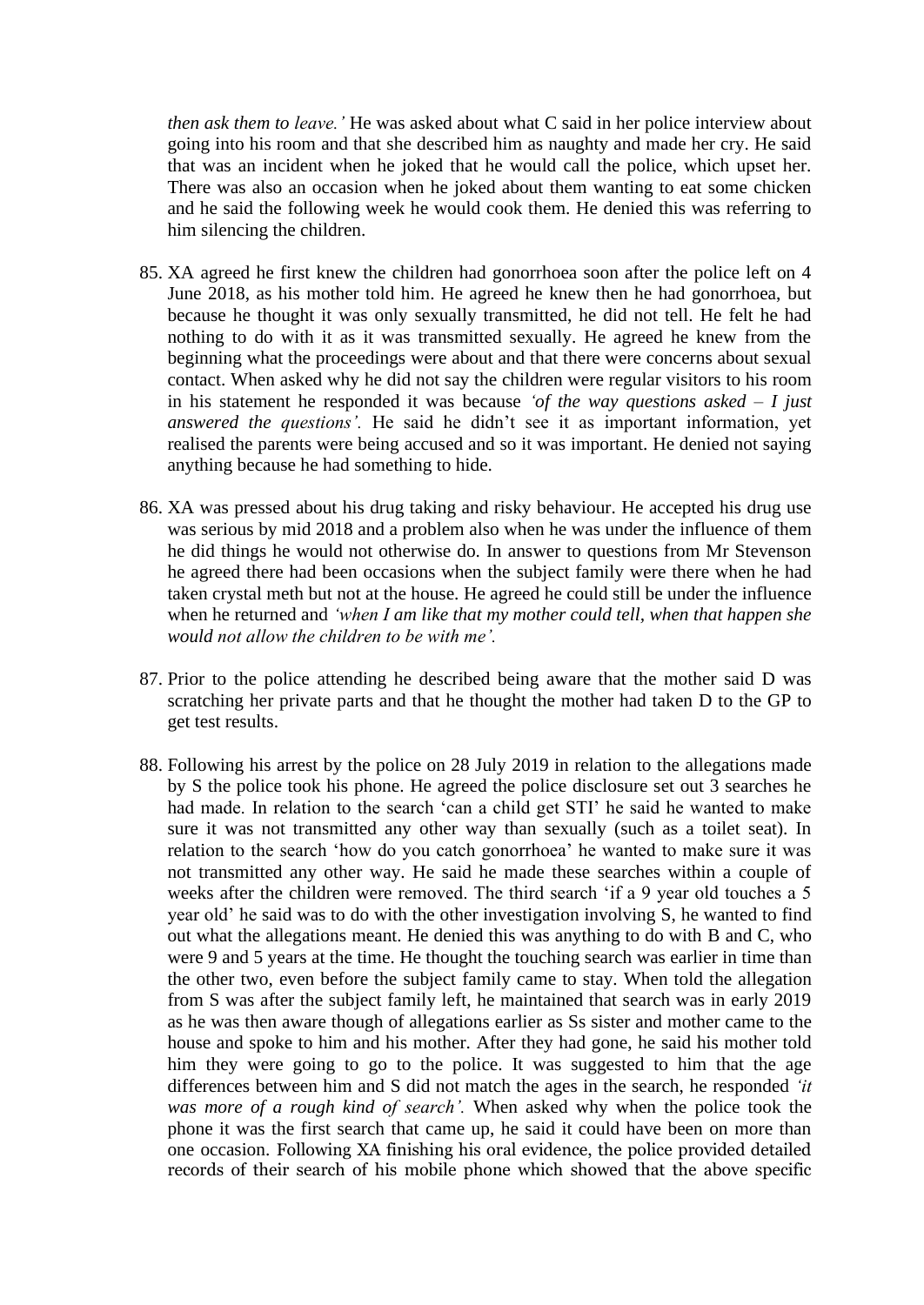*then ask them to leave.'* He was asked about what C said in her police interview about going into his room and that she described him as naughty and made her cry. He said that was an incident when he joked that he would call the police, which upset her. There was also an occasion when he joked about them wanting to eat some chicken and he said the following week he would cook them. He denied this was referring to him silencing the children.

85. XA agreed he first knew the children had gonorrhoea soon after the police left on 4 June 2018, as his mother told him. He agreed he knew then he had gonorrhoea, but because he thought it was only sexually transmitted, he did not tell. He felt he had nothing to do with it as it was transmitted sexually. He agreed he knew from the beginning what the proceedings were about and that there were concerns about sexual contact. When asked why he did not say the children were regular visitors to his room in his statement he responded it was because *'of the way questions asked – I just answered the questions'.* He said he didn't see it as important information, yet realised the parents were being accused and so it was important. He denied not saying anything because he had something to hide.

86. XA was pressed about his drug taking and risky behaviour. He accepted his drug use was serious by mid 2018 and a problem also when he was under the influence of them he did things he would not otherwise do. In answer to questions from Mr Stevenson he agreed there had been occasions when the subject family were there when he had taken crystal meth but not at the house. He agreed he could still be under the influence when he returned and *'when I am like that my mother could tell, when that happen she would not allow the children to be with me'.*

87. Prior to the police attending he described being aware that the mother said D was scratching her private parts and that he thought the mother had taken D to the GP to get test results.

88. Following his arrest by the police on 28 July 2019 in relation to the allegations made by S the police took his phone. He agreed the police disclosure set out 3 searches he had made. In relation to the search 'can a child get STI' he said he wanted to make sure it was not transmitted any other way than sexually (such as a toilet seat). In relation to the search 'how do you catch gonorrhoea' he wanted to make sure it was not transmitted any other way. He said he made these searches within a couple of weeks after the children were removed. The third search 'if a 9 year old touches a 5 year old' he said was to do with the other investigation involving S, he wanted to find out what the allegations meant. He denied this was anything to do with B and C, who were 9 and 5 years at the time. He thought the touching search was earlier in time than the other two, even before the subject family came to stay. When told the allegation from S was after the subject family left, he maintained that search was in early 2019 as he was then aware though of allegations earlier as Ss sister and mother came to the house and spoke to him and his mother. After they had gone, he said his mother told him they were going to go to the police. It was suggested to him that the age differences between him and S did not match the ages in the search, he responded *'it was more of a rough kind of search'.* When asked why when the police took the phone it was the first search that came up, he said it could have been on more than one occasion. Following XA finishing his oral evidence, the police provided detailed records of their search of his mobile phone which showed that the above specific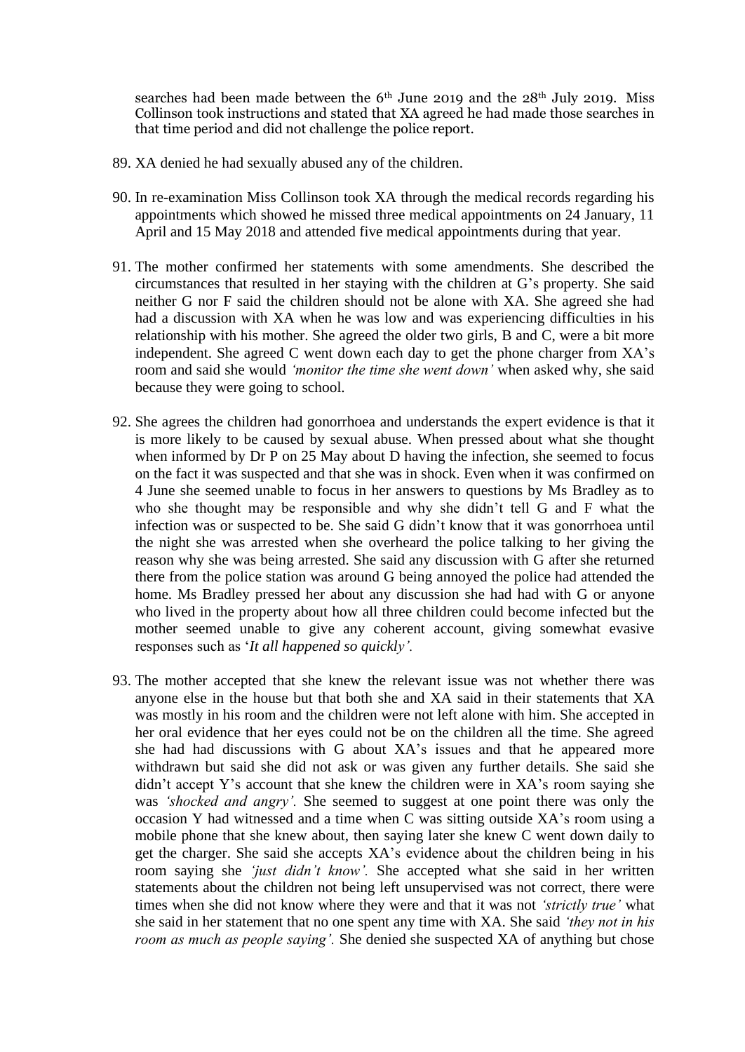searches had been made between the 6th June 2019 and the 28th July 2019. Miss Collinson took instructions and stated that XA agreed he had made those searches in that time period and did not challenge the police report.

89. XA denied he had sexually abused any of the children.

90. In re-examination Miss Collinson took XA through the medical records regarding his appointments which showed he missed three medical appointments on 24 January, 11 April and 15 May 2018 and attended five medical appointments during that year.

91. The mother confirmed her statements with some amendments. She described the circumstances that resulted in her staying with the children at G's property. She said neither G nor F said the children should not be alone with XA. She agreed she had had a discussion with XA when he was low and was experiencing difficulties in his relationship with his mother. She agreed the older two girls, B and C, were a bit more independent. She agreed C went down each day to get the phone charger from XA's room and said she would *'monitor the time she went down'* when asked why, she said because they were going to school.

92. She agrees the children had gonorrhoea and understands the expert evidence is that it is more likely to be caused by sexual abuse. When pressed about what she thought when informed by Dr P on 25 May about D having the infection, she seemed to focus on the fact it was suspected and that she was in shock. Even when it was confirmed on 4 June she seemed unable to focus in her answers to questions by Ms Bradley as to who she thought may be responsible and why she didn't tell G and F what the infection was or suspected to be. She said G didn't know that it was gonorrhoea until the night she was arrested when she overheard the police talking to her giving the reason why she was being arrested. She said any discussion with G after she returned there from the police station was around G being annoyed the police had attended the home. Ms Bradley pressed her about any discussion she had had with G or anyone who lived in the property about how all three children could become infected but the mother seemed unable to give any coherent account, giving somewhat evasive responses such as '*It all happened so quickly'.*

93. The mother accepted that she knew the relevant issue was not whether there was anyone else in the house but that both she and XA said in their statements that XA was mostly in his room and the children were not left alone with him. She accepted in her oral evidence that her eyes could not be on the children all the time. She agreed she had had discussions with G about XA's issues and that he appeared more withdrawn but said she did not ask or was given any further details. She said she didn't accept Y's account that she knew the children were in XA's room saying she was *'shocked and angry'.* She seemed to suggest at one point there was only the occasion Y had witnessed and a time when C was sitting outside XA's room using a mobile phone that she knew about, then saying later she knew C went down daily to get the charger. She said she accepts XA's evidence about the children being in his room saying she *'just didn't know'.* She accepted what she said in her written statements about the children not being left unsupervised was not correct, there were times when she did not know where they were and that it was not *'strictly true'* what she said in her statement that no one spent any time with XA. She said *'they not in his room as much as people saying'.* She denied she suspected XA of anything but chose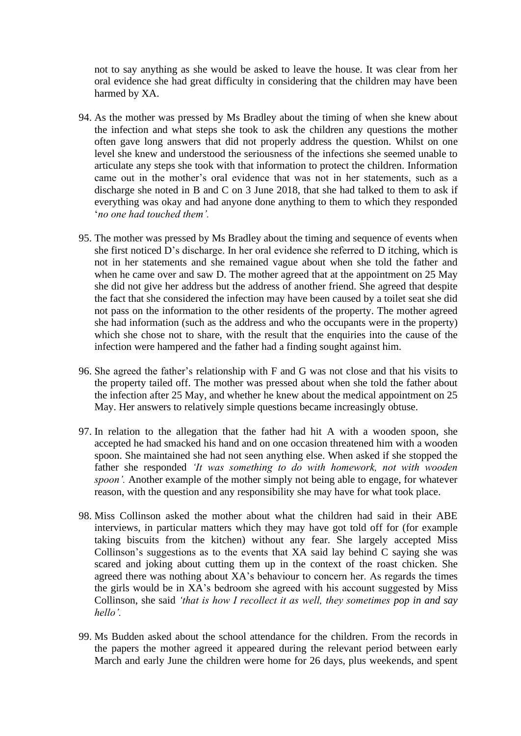not to say anything as she would be asked to leave the house. It was clear from her oral evidence she had great difficulty in considering that the children may have been harmed by XA.

94. As the mother was pressed by Ms Bradley about the timing of when she knew about the infection and what steps she took to ask the children any questions the mother often gave long answers that did not properly address the question. Whilst on one level she knew and understood the seriousness of the infections she seemed unable to articulate any steps she took with that information to protect the children. Information came out in the mother's oral evidence that was not in her statements, such as a discharge she noted in B and C on 3 June 2018, that she had talked to them to ask if everything was okay and had anyone done anything to them to which they responded '*no one had touched them'.*

95. The mother was pressed by Ms Bradley about the timing and sequence of events when she first noticed D's discharge. In her oral evidence she referred to D itching, which is not in her statements and she remained vague about when she told the father and when he came over and saw D. The mother agreed that at the appointment on 25 May she did not give her address but the address of another friend. She agreed that despite the fact that she considered the infection may have been caused by a toilet seat she did not pass on the information to the other residents of the property. The mother agreed she had information (such as the address and who the occupants were in the property) which she chose not to share, with the result that the enquiries into the cause of the infection were hampered and the father had a finding sought against him.

96. She agreed the father's relationship with F and G was not close and that his visits to the property tailed off. The mother was pressed about when she told the father about the infection after 25 May, and whether he knew about the medical appointment on 25 May. Her answers to relatively simple questions became increasingly obtuse.

97. In relation to the allegation that the father had hit A with a wooden spoon, she accepted he had smacked his hand and on one occasion threatened him with a wooden spoon. She maintained she had not seen anything else. When asked if she stopped the father she responded *'It was something to do with homework, not with wooden spoon'.* Another example of the mother simply not being able to engage, for whatever reason, with the question and any responsibility she may have for what took place.

98. Miss Collinson asked the mother about what the children had said in their ABE interviews, in particular matters which they may have got told off for (for example taking biscuits from the kitchen) without any fear. She largely accepted Miss Collinson's suggestions as to the events that XA said lay behind C saying she was scared and joking about cutting them up in the context of the roast chicken. She agreed there was nothing about XA's behaviour to concern her. As regards the times the girls would be in XA's bedroom she agreed with his account suggested by Miss Collinson, she said *'that is how I recollect it as well, they sometimes pop in and say hello'.*

99. Ms Budden asked about the school attendance for the children. From the records in the papers the mother agreed it appeared during the relevant period between early March and early June the children were home for 26 days, plus weekends, and spent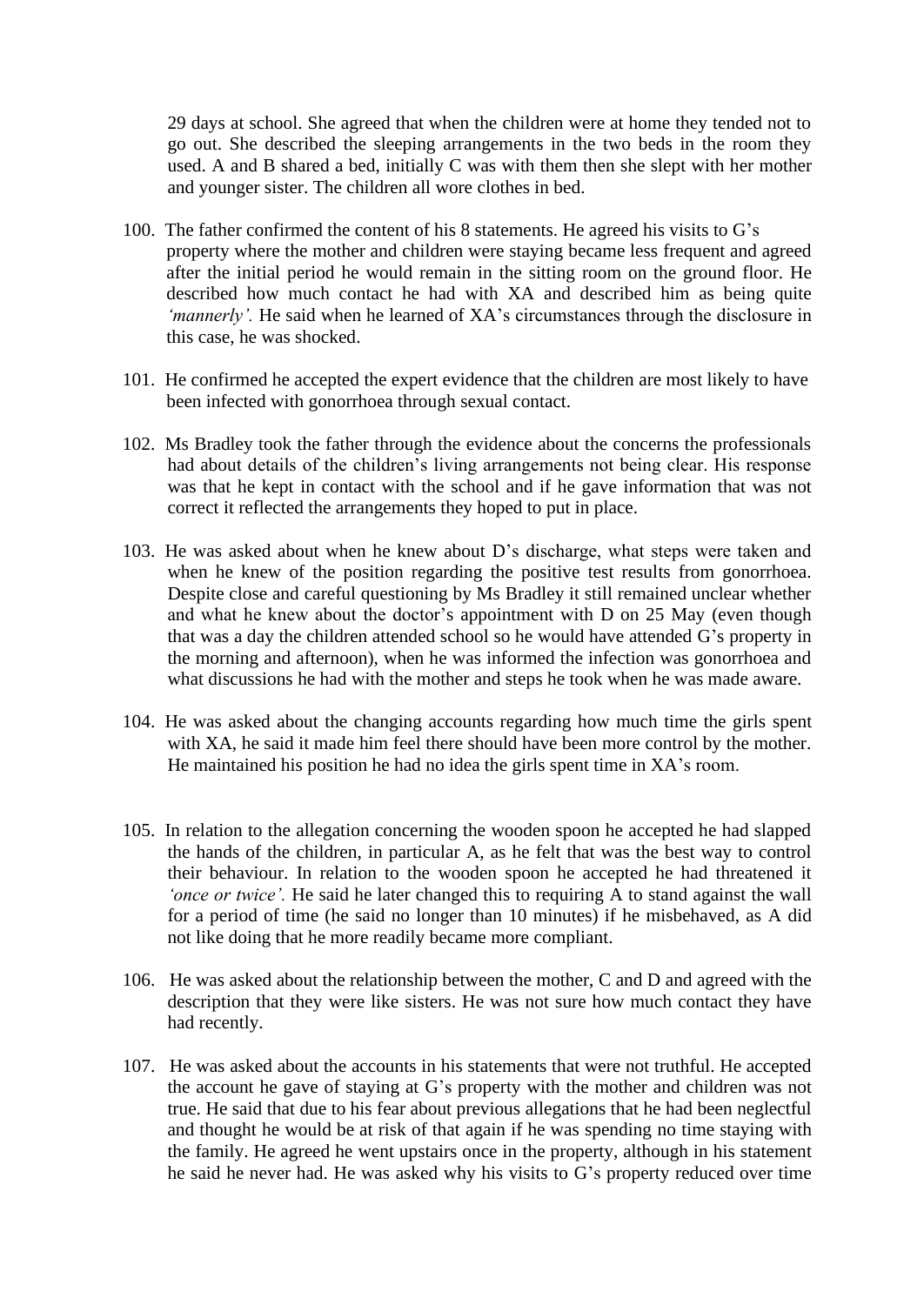29 days at school. She agreed that when the children were at home they tended not to go out. She described the sleeping arrangements in the two beds in the room they used. A and B shared a bed, initially C was with them then she slept with her mother and younger sister. The children all wore clothes in bed.

100. The father confirmed the content of his 8 statements. He agreed his visits to G's property where the mother and children were staying became less frequent and agreed after the initial period he would remain in the sitting room on the ground floor. He described how much contact he had with XA and described him as being quite *'mannerly'.* He said when he learned of XA's circumstances through the disclosure in this case, he was shocked.

101. He confirmed he accepted the expert evidence that the children are most likely to have been infected with gonorrhoea through sexual contact.

102. Ms Bradley took the father through the evidence about the concerns the professionals had about details of the children's living arrangements not being clear. His response was that he kept in contact with the school and if he gave information that was not correct it reflected the arrangements they hoped to put in place.

103. He was asked about when he knew about D's discharge, what steps were taken and when he knew of the position regarding the positive test results from gonorrhoea. Despite close and careful questioning by Ms Bradley it still remained unclear whether and what he knew about the doctor's appointment with D on 25 May (even though that was a day the children attended school so he would have attended G's property in the morning and afternoon), when he was informed the infection was gonorrhoea and what discussions he had with the mother and steps he took when he was made aware.

104. He was asked about the changing accounts regarding how much time the girls spent with XA, he said it made him feel there should have been more control by the mother. He maintained his position he had no idea the girls spent time in XA's room.

105. In relation to the allegation concerning the wooden spoon he accepted he had slapped the hands of the children, in particular A, as he felt that was the best way to control their behaviour. In relation to the wooden spoon he accepted he had threatened it *'once or twice'.* He said he later changed this to requiring A to stand against the wall for a period of time (he said no longer than 10 minutes) if he misbehaved, as A did not like doing that he more readily became more compliant.

106. He was asked about the relationship between the mother, C and D and agreed with the description that they were like sisters. He was not sure how much contact they have had recently.

107. He was asked about the accounts in his statements that were not truthful. He accepted the account he gave of staying at G's property with the mother and children was not true. He said that due to his fear about previous allegations that he had been neglectful and thought he would be at risk of that again if he was spending no time staying with the family. He agreed he went upstairs once in the property, although in his statement he said he never had. He was asked why his visits to G's property reduced over time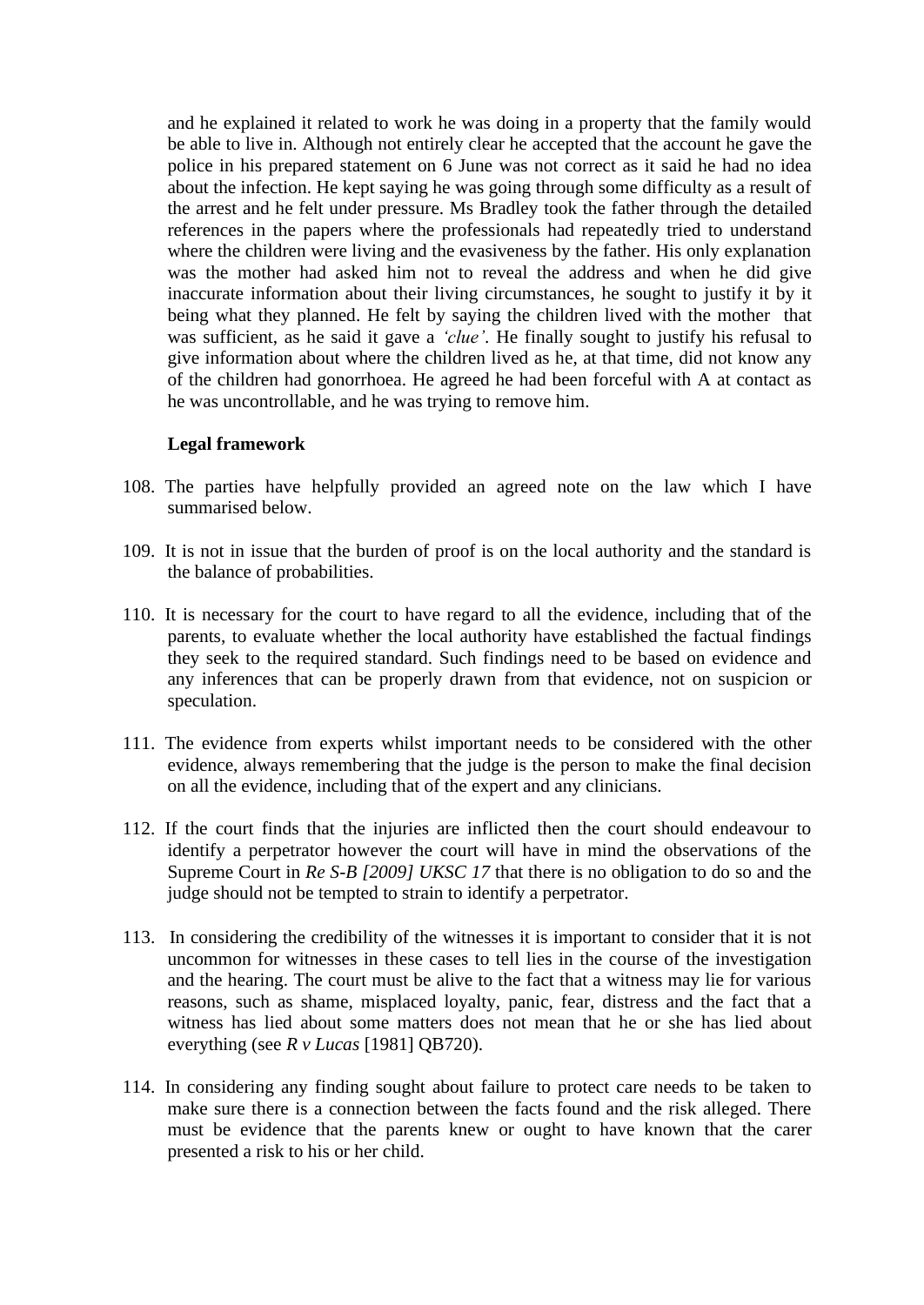and he explained it related to work he was doing in a property that the family would be able to live in. Although not entirely clear he accepted that the account he gave the police in his prepared statement on 6 June was not correct as it said he had no idea about the infection. He kept saying he was going through some difficulty as a result of the arrest and he felt under pressure. Ms Bradley took the father through the detailed references in the papers where the professionals had repeatedly tried to understand where the children were living and the evasiveness by the father. His only explanation was the mother had asked him not to reveal the address and when he did give inaccurate information about their living circumstances, he sought to justify it by it being what they planned. He felt by saying the children lived with the mother that was sufficient, as he said it gave a *'clue'*. He finally sought to justify his refusal to give information about where the children lived as he, at that time, did not know any of the children had gonorrhoea. He agreed he had been forceful with A at contact as he was uncontrollable, and he was trying to remove him.

**Legal framework**

108. The parties have helpfully provided an agreed note on the law which I have summarised below.

109. It is not in issue that the burden of proof is on the local authority and the standard is the balance of probabilities.

110. It is necessary for the court to have regard to all the evidence, including that of the parents, to evaluate whether the local authority have established the factual findings they seek to the required standard. Such findings need to be based on evidence and any inferences that can be properly drawn from that evidence, not on suspicion or speculation.

111. The evidence from experts whilst important needs to be considered with the other evidence, always remembering that the judge is the person to make the final decision on all the evidence, including that of the expert and any clinicians.

112. If the court finds that the injuries are inflicted then the court should endeavour to identify a perpetrator however the court will have in mind the observations of the Supreme Court in *Re S-B [2009] UKSC 17* that there is no obligation to do so and the judge should not be tempted to strain to identify a perpetrator.

113. In considering the credibility of the witnesses it is important to consider that it is not uncommon for witnesses in these cases to tell lies in the course of the investigation and the hearing. The court must be alive to the fact that a witness may lie for various reasons, such as shame, misplaced loyalty, panic, fear, distress and the fact that a witness has lied about some matters does not mean that he or she has lied about everything (see *R v Lucas* [1981] QB720).

114. In considering any finding sought about failure to protect care needs to be taken to make sure there is a connection between the facts found and the risk alleged. There must be evidence that the parents knew or ought to have known that the carer presented a risk to his or her child.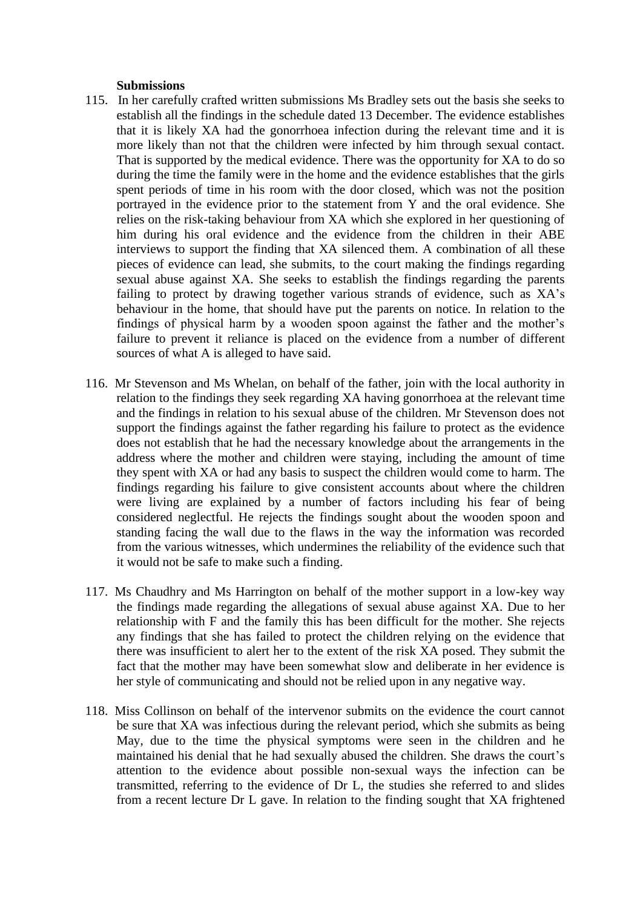**Submissions**

115. In her carefully crafted written submissions Ms Bradley sets out the basis she seeks to establish all the findings in the schedule dated 13 December. The evidence establishes that it is likely XA had the gonorrhoea infection during the relevant time and it is more likely than not that the children were infected by him through sexual contact. That is supported by the medical evidence. There was the opportunity for XA to do so during the time the family were in the home and the evidence establishes that the girls spent periods of time in his room with the door closed, which was not the position portrayed in the evidence prior to the statement from Y and the oral evidence. She relies on the risk-taking behaviour from XA which she explored in her questioning of him during his oral evidence and the evidence from the children in their ABE interviews to support the finding that XA silenced them. A combination of all these pieces of evidence can lead, she submits, to the court making the findings regarding sexual abuse against XA. She seeks to establish the findings regarding the parents failing to protect by drawing together various strands of evidence, such as XA's behaviour in the home, that should have put the parents on notice. In relation to the findings of physical harm by a wooden spoon against the father and the mother's failure to prevent it reliance is placed on the evidence from a number of different sources of what A is alleged to have said.

116. Mr Stevenson and Ms Whelan, on behalf of the father, join with the local authority in relation to the findings they seek regarding XA having gonorrhoea at the relevant time and the findings in relation to his sexual abuse of the children. Mr Stevenson does not support the findings against the father regarding his failure to protect as the evidence does not establish that he had the necessary knowledge about the arrangements in the address where the mother and children were staying, including the amount of time they spent with XA or had any basis to suspect the children would come to harm. The findings regarding his failure to give consistent accounts about where the children were living are explained by a number of factors including his fear of being considered neglectful. He rejects the findings sought about the wooden spoon and standing facing the wall due to the flaws in the way the information was recorded from the various witnesses, which undermines the reliability of the evidence such that it would not be safe to make such a finding.

117. Ms Chaudhry and Ms Harrington on behalf of the mother support in a low-key way the findings made regarding the allegations of sexual abuse against XA. Due to her relationship with F and the family this has been difficult for the mother. She rejects any findings that she has failed to protect the children relying on the evidence that there was insufficient to alert her to the extent of the risk XA posed. They submit the fact that the mother may have been somewhat slow and deliberate in her evidence is her style of communicating and should not be relied upon in any negative way.

118. Miss Collinson on behalf of the intervenor submits on the evidence the court cannot be sure that XA was infectious during the relevant period, which she submits as being May, due to the time the physical symptoms were seen in the children and he maintained his denial that he had sexually abused the children. She draws the court's attention to the evidence about possible non-sexual ways the infection can be transmitted, referring to the evidence of Dr L, the studies she referred to and slides from a recent lecture Dr L gave. In relation to the finding sought that XA frightened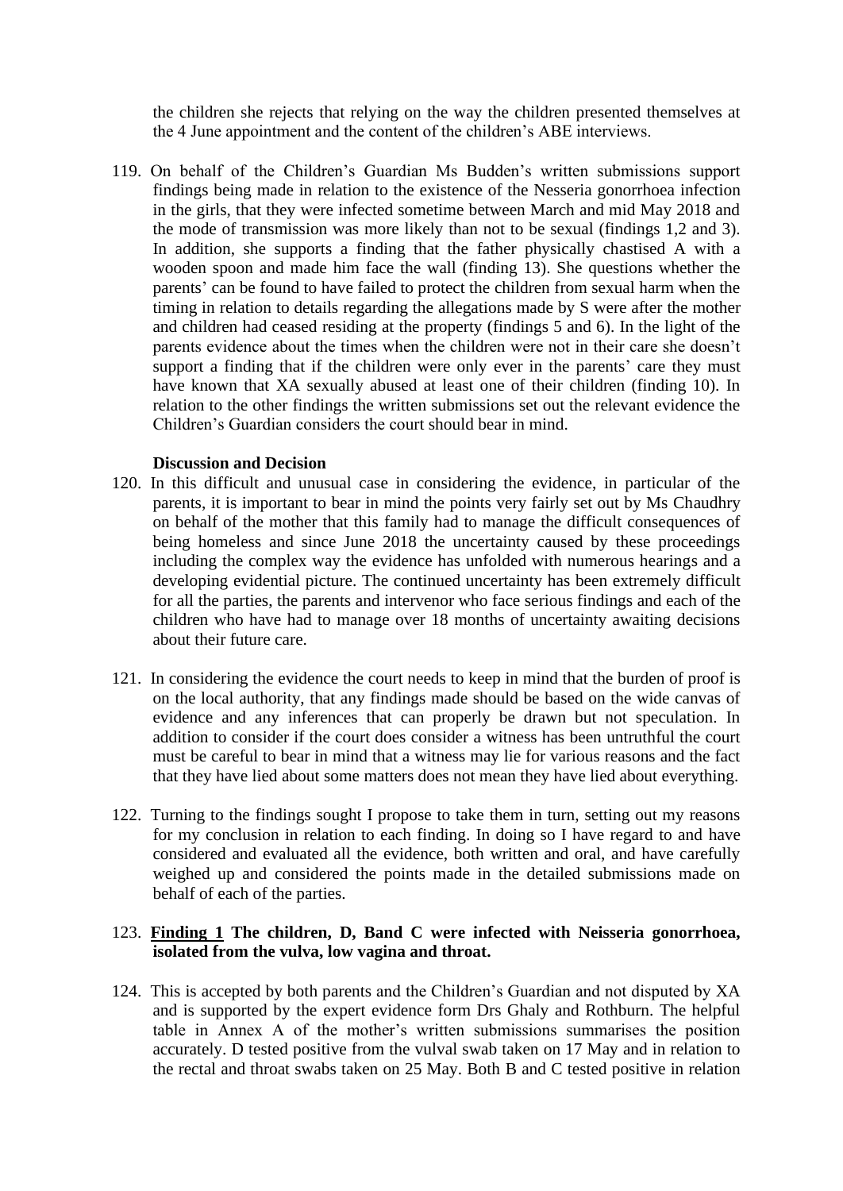the children she rejects that relying on the way the children presented themselves at the 4 June appointment and the content of the children's ABE interviews.

119. On behalf of the Children's Guardian Ms Budden's written submissions support findings being made in relation to the existence of the Nesseria gonorrhoea infection in the girls, that they were infected sometime between March and mid May 2018 and the mode of transmission was more likely than not to be sexual (findings 1,2 and 3). In addition, she supports a finding that the father physically chastised A with a wooden spoon and made him face the wall (finding 13). She questions whether the parents' can be found to have failed to protect the children from sexual harm when the timing in relation to details regarding the allegations made by S were after the mother and children had ceased residing at the property (findings 5 and 6). In the light of the parents evidence about the times when the children were not in their care she doesn't support a finding that if the children were only ever in the parents' care they must have known that XA sexually abused at least one of their children (finding 10). In relation to the other findings the written submissions set out the relevant evidence the Children's Guardian considers the court should bear in mind.

**Discussion and Decision**

120. In this difficult and unusual case in considering the evidence, in particular of the parents, it is important to bear in mind the points very fairly set out by Ms Chaudhry on behalf of the mother that this family had to manage the difficult consequences of being homeless and since June 2018 the uncertainty caused by these proceedings including the complex way the evidence has unfolded with numerous hearings and a developing evidential picture. The continued uncertainty has been extremely difficult for all the parties, the parents and intervenor who face serious findings and each of the children who have had to manage over 18 months of uncertainty awaiting decisions about their future care.

121. In considering the evidence the court needs to keep in mind that the burden of proof is on the local authority, that any findings made should be based on the wide canvas of evidence and any inferences that can properly be drawn but not speculation. In addition to consider if the court does consider a witness has been untruthful the court must be careful to bear in mind that a witness may lie for various reasons and the fact that they have lied about some matters does not mean they have lied about everything.

122. Turning to the findings sought I propose to take them in turn, setting out my reasons for my conclusion in relation to each finding. In doing so I have regard to and have considered and evaluated all the evidence, both written and oral, and have carefully weighed up and considered the points made in the detailed submissions made on behalf of each of the parties.

123. **<u>Finding 1</u> The children, D, Band C were infected with Neisseria gonorrhoea, isolated from the vulva, low vagina and throat.**

124. This is accepted by both parents and the Children's Guardian and not disputed by XA and is supported by the expert evidence form Drs Ghaly and Rothburn. The helpful table in Annex A of the mother's written submissions summarises the position accurately. D tested positive from the vulval swab taken on 17 May and in relation to the rectal and throat swabs taken on 25 May. Both B and C tested positive in relation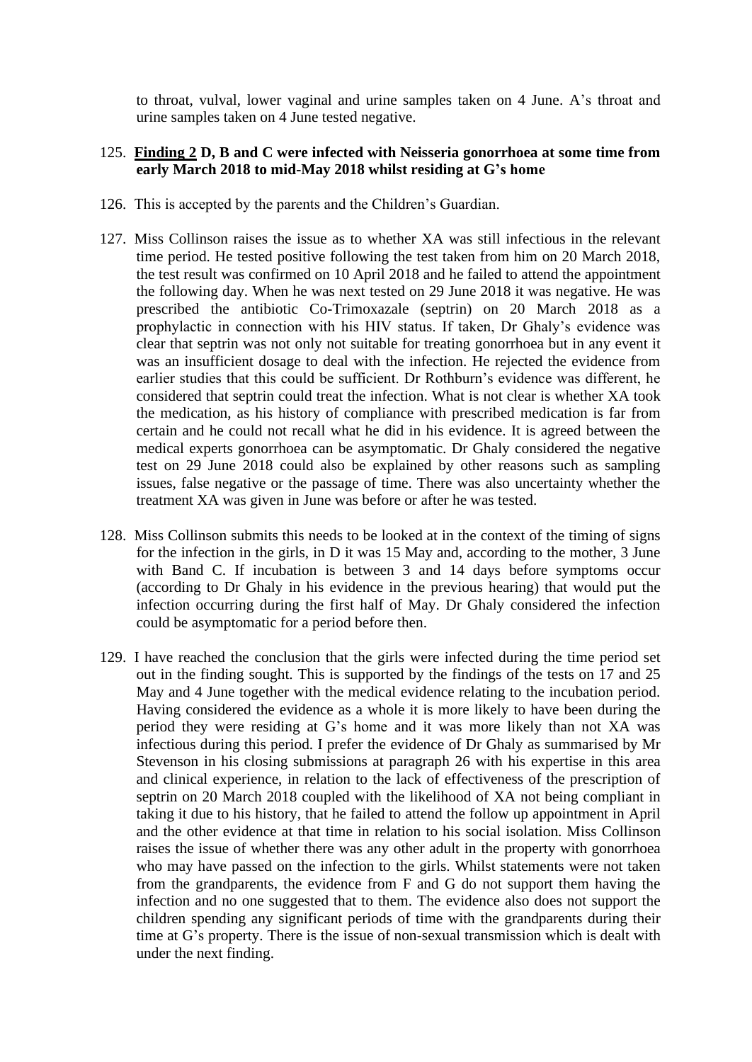to throat, vulval, lower vaginal and urine samples taken on 4 June. A's throat and urine samples taken on 4 June tested negative.

125. **<u>Finding 2</u> D, B and C were infected with Neisseria gonorrhoea at some time from early March 2018 to mid-May 2018 whilst residing at G's home**

126. This is accepted by the parents and the Children's Guardian.

127. Miss Collinson raises the issue as to whether XA was still infectious in the relevant time period. He tested positive following the test taken from him on 20 March 2018, the test result was confirmed on 10 April 2018 and he failed to attend the appointment the following day. When he was next tested on 29 June 2018 it was negative. He was prescribed the antibiotic Co-Trimoxazale (septrin) on 20 March 2018 as a prophylactic in connection with his HIV status. If taken, Dr Ghaly's evidence was clear that septrin was not only not suitable for treating gonorrhoea but in any event it was an insufficient dosage to deal with the infection. He rejected the evidence from earlier studies that this could be sufficient. Dr Rothburn's evidence was different, he considered that septrin could treat the infection. What is not clear is whether XA took the medication, as his history of compliance with prescribed medication is far from certain and he could not recall what he did in his evidence. It is agreed between the medical experts gonorrhoea can be asymptomatic. Dr Ghaly considered the negative test on 29 June 2018 could also be explained by other reasons such as sampling issues, false negative or the passage of time. There was also uncertainty whether the treatment XA was given in June was before or after he was tested.

128. Miss Collinson submits this needs to be looked at in the context of the timing of signs for the infection in the girls, in D it was 15 May and, according to the mother, 3 June with Band C. If incubation is between 3 and 14 days before symptoms occur (according to Dr Ghaly in his evidence in the previous hearing) that would put the infection occurring during the first half of May. Dr Ghaly considered the infection could be asymptomatic for a period before then.

129. I have reached the conclusion that the girls were infected during the time period set out in the finding sought. This is supported by the findings of the tests on 17 and 25 May and 4 June together with the medical evidence relating to the incubation period. Having considered the evidence as a whole it is more likely to have been during the period they were residing at G's home and it was more likely than not XA was infectious during this period. I prefer the evidence of Dr Ghaly as summarised by Mr Stevenson in his closing submissions at paragraph 26 with his expertise in this area and clinical experience, in relation to the lack of effectiveness of the prescription of septrin on 20 March 2018 coupled with the likelihood of XA not being compliant in taking it due to his history, that he failed to attend the follow up appointment in April and the other evidence at that time in relation to his social isolation. Miss Collinson raises the issue of whether there was any other adult in the property with gonorrhoea who may have passed on the infection to the girls. Whilst statements were not taken from the grandparents, the evidence from F and G do not support them having the infection and no one suggested that to them. The evidence also does not support the children spending any significant periods of time with the grandparents during their time at G's property. There is the issue of non-sexual transmission which is dealt with under the next finding.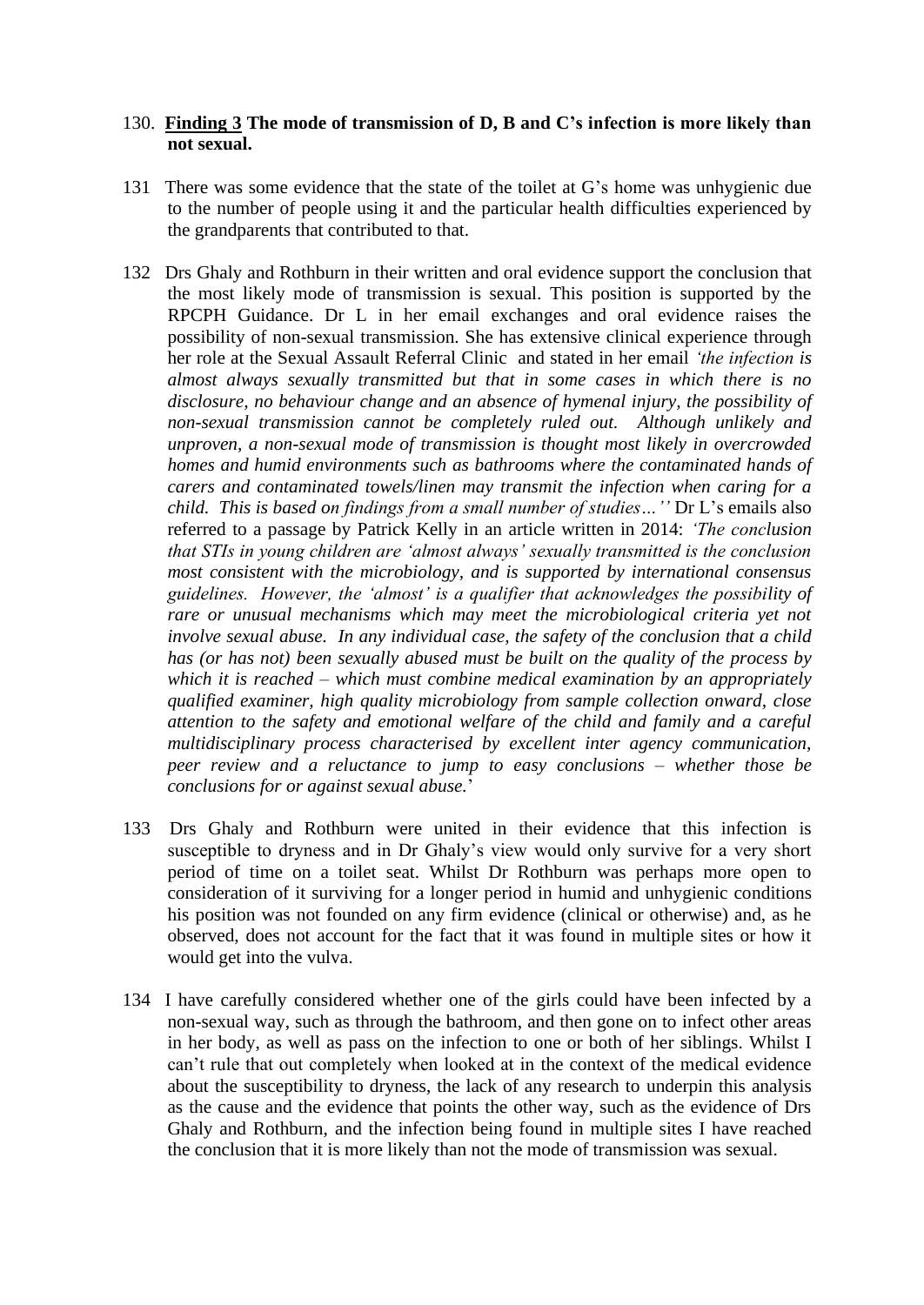130. **<u>Finding 3</u> The mode of transmission of D, B and C's infection is more likely than not sexual.**

131 There was some evidence that the state of the toilet at G's home was unhygienic due to the number of people using it and the particular health difficulties experienced by the grandparents that contributed to that.

132 Drs Ghaly and Rothburn in their written and oral evidence support the conclusion that the most likely mode of transmission is sexual. This position is supported by the RPCPH Guidance. Dr L in her email exchanges and oral evidence raises the possibility of non-sexual transmission. She has extensive clinical experience through her role at the Sexual Assault Referral Clinic and stated in her email *'the infection is almost always sexually transmitted but that in some cases in which there is no disclosure, no behaviour change and an absence of hymenal injury, the possibility of non-sexual transmission cannot be completely ruled out. Although unlikely and unproven, a non-sexual mode of transmission is thought most likely in overcrowded homes and humid environments such as bathrooms where the contaminated hands of carers and contaminated towels/linen may transmit the infection when caring for a child. This is based on findings from a small number of studies…''* Dr L's emails also referred to a passage by Patrick Kelly in an article written in 2014: *'The conclusion that STIs in young children are 'almost always' sexually transmitted is the conclusion most consistent with the microbiology, and is supported by international consensus guidelines. However, the 'almost' is a qualifier that acknowledges the possibility of rare or unusual mechanisms which may meet the microbiological criteria yet not involve sexual abuse. In any individual case, the safety of the conclusion that a child has (or has not) been sexually abused must be built on the quality of the process by which it is reached – which must combine medical examination by an appropriately qualified examiner, high quality microbiology from sample collection onward, close attention to the safety and emotional welfare of the child and family and a careful multidisciplinary process characterised by excellent inter agency communication, peer review and a reluctance to jump to easy conclusions – whether those be conclusions for or against sexual abuse.*'

133 Drs Ghaly and Rothburn were united in their evidence that this infection is susceptible to dryness and in Dr Ghaly's view would only survive for a very short period of time on a toilet seat. Whilst Dr Rothburn was perhaps more open to consideration of it surviving for a longer period in humid and unhygienic conditions his position was not founded on any firm evidence (clinical or otherwise) and, as he observed, does not account for the fact that it was found in multiple sites or how it would get into the vulva.

134 I have carefully considered whether one of the girls could have been infected by a non-sexual way, such as through the bathroom, and then gone on to infect other areas in her body, as well as pass on the infection to one or both of her siblings. Whilst I can't rule that out completely when looked at in the context of the medical evidence about the susceptibility to dryness, the lack of any research to underpin this analysis as the cause and the evidence that points the other way, such as the evidence of Drs Ghaly and Rothburn, and the infection being found in multiple sites I have reached the conclusion that it is more likely than not the mode of transmission was sexual.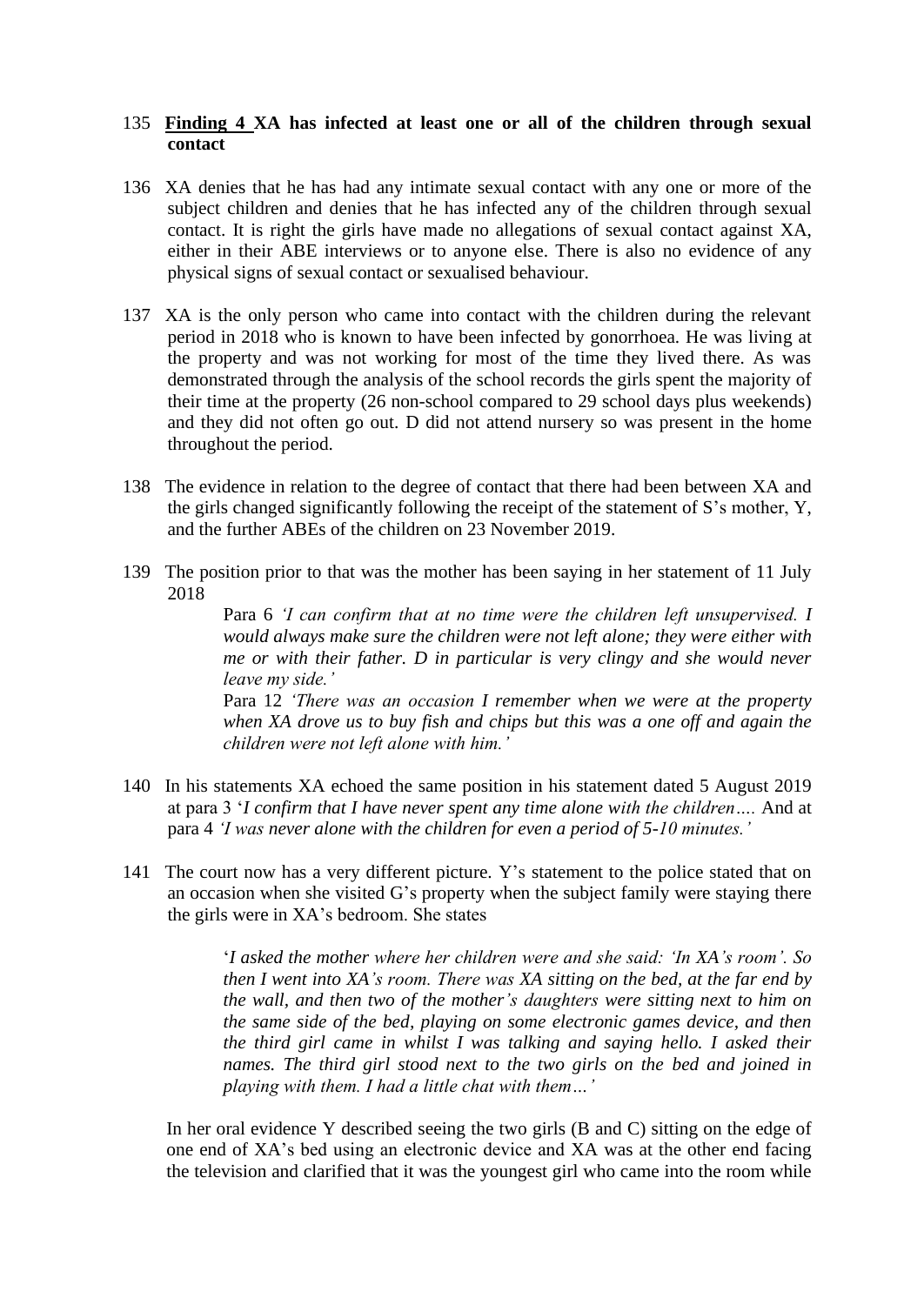135 **<u>Finding 4</u> XA has infected at least one or all of the children through sexual contact**

136 XA denies that he has had any intimate sexual contact with any one or more of the subject children and denies that he has infected any of the children through sexual contact. It is right the girls have made no allegations of sexual contact against XA, either in their ABE interviews or to anyone else. There is also no evidence of any physical signs of sexual contact or sexualised behaviour.

137 XA is the only person who came into contact with the children during the relevant period in 2018 who is known to have been infected by gonorrhoea. He was living at the property and was not working for most of the time they lived there. As was demonstrated through the analysis of the school records the girls spent the majority of their time at the property (26 non-school compared to 29 school days plus weekends) and they did not often go out. D did not attend nursery so was present in the home throughout the period.

138 The evidence in relation to the degree of contact that there had been between XA and the girls changed significantly following the receipt of the statement of S's mother, Y, and the further ABEs of the children on 23 November 2019.

139 The position prior to that was the mother has been saying in her statement of 11 July 2018

> Para 6 *'I can confirm that at no time were the children left unsupervised. I would always make sure the children were not left alone; they were either with me or with their father. D in particular is very clingy and she would never leave my side.'*
>
> Para 12 *'There was an occasion I remember when we were at the property when XA drove us to buy fish and chips but this was a one off and again the children were not left alone with him.'*

140 In his statements XA echoed the same position in his statement dated 5 August 2019 at para 3 '*I confirm that I have never spent any time alone with the children….* And at para 4 *'I was never alone with the children for even a period of 5-10 minutes.'*

141 The court now has a very different picture. Y's statement to the police stated that on an occasion when she visited G's property when the subject family were staying there the girls were in XA's bedroom. She states

> '*I asked the mother where her children were and she said: 'In XA's room'. So then I went into XA's room. There was XA sitting on the bed, at the far end by the wall, and then two of the mother's daughters were sitting next to him on the same side of the bed, playing on some electronic games device, and then the third girl came in whilst I was talking and saying hello. I asked their names. The third girl stood next to the two girls on the bed and joined in playing with them. I had a little chat with them…'*

In her oral evidence Y described seeing the two girls (B and C) sitting on the edge of one end of XA's bed using an electronic device and XA was at the other end facing the television and clarified that it was the youngest girl who came into the room while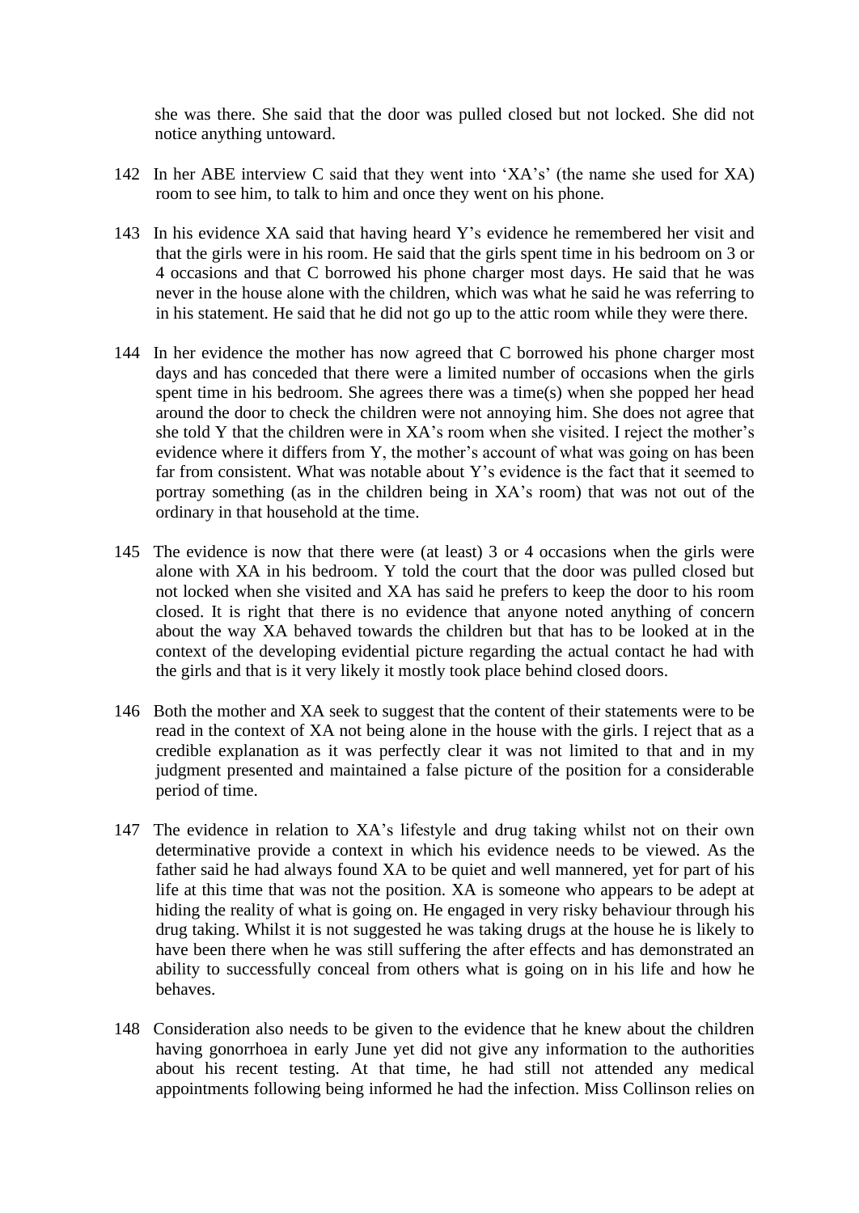she was there. She said that the door was pulled closed but not locked. She did not notice anything untoward.

142 In her ABE interview C said that they went into 'XA's' (the name she used for XA) room to see him, to talk to him and once they went on his phone.

143 In his evidence XA said that having heard Y's evidence he remembered her visit and that the girls were in his room. He said that the girls spent time in his bedroom on 3 or 4 occasions and that C borrowed his phone charger most days. He said that he was never in the house alone with the children, which was what he said he was referring to in his statement. He said that he did not go up to the attic room while they were there.

144 In her evidence the mother has now agreed that C borrowed his phone charger most days and has conceded that there were a limited number of occasions when the girls spent time in his bedroom. She agrees there was a time(s) when she popped her head around the door to check the children were not annoying him. She does not agree that she told Y that the children were in XA's room when she visited. I reject the mother's evidence where it differs from Y, the mother's account of what was going on has been far from consistent. What was notable about Y's evidence is the fact that it seemed to portray something (as in the children being in XA's room) that was not out of the ordinary in that household at the time.

145 The evidence is now that there were (at least) 3 or 4 occasions when the girls were alone with XA in his bedroom. Y told the court that the door was pulled closed but not locked when she visited and XA has said he prefers to keep the door to his room closed. It is right that there is no evidence that anyone noted anything of concern about the way XA behaved towards the children but that has to be looked at in the context of the developing evidential picture regarding the actual contact he had with the girls and that is it very likely it mostly took place behind closed doors.

146 Both the mother and XA seek to suggest that the content of their statements were to be read in the context of XA not being alone in the house with the girls. I reject that as a credible explanation as it was perfectly clear it was not limited to that and in my judgment presented and maintained a false picture of the position for a considerable period of time.

147 The evidence in relation to XA's lifestyle and drug taking whilst not on their own determinative provide a context in which his evidence needs to be viewed. As the father said he had always found XA to be quiet and well mannered, yet for part of his life at this time that was not the position. XA is someone who appears to be adept at hiding the reality of what is going on. He engaged in very risky behaviour through his drug taking. Whilst it is not suggested he was taking drugs at the house he is likely to have been there when he was still suffering the after effects and has demonstrated an ability to successfully conceal from others what is going on in his life and how he behaves.

148 Consideration also needs to be given to the evidence that he knew about the children having gonorrhoea in early June yet did not give any information to the authorities about his recent testing. At that time, he had still not attended any medical appointments following being informed he had the infection. Miss Collinson relies on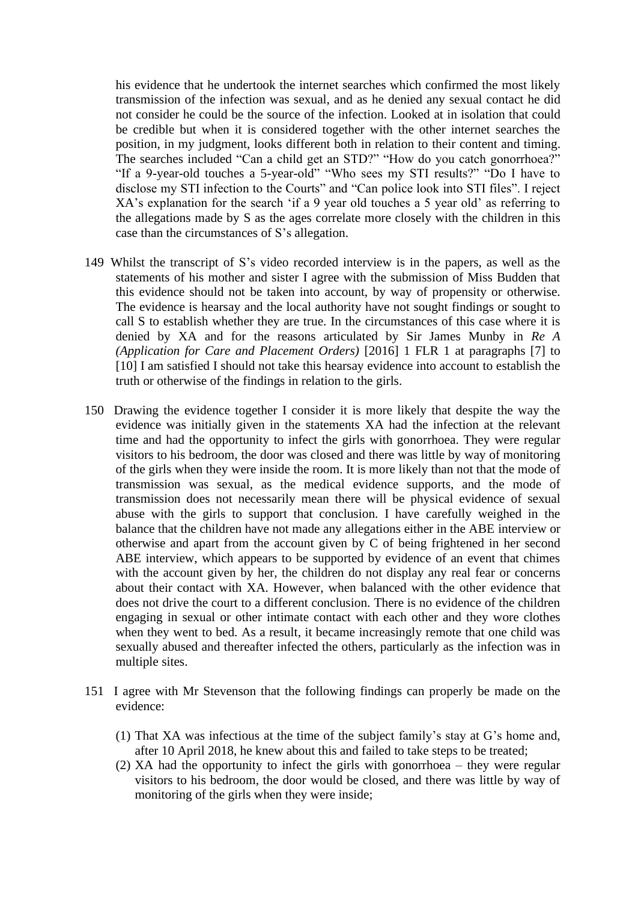his evidence that he undertook the internet searches which confirmed the most likely transmission of the infection was sexual, and as he denied any sexual contact he did not consider he could be the source of the infection. Looked at in isolation that could be credible but when it is considered together with the other internet searches the position, in my judgment, looks different both in relation to their content and timing. The searches included "Can a child get an STD?" "How do you catch gonorrhoea?" "If a 9-year-old touches a 5-year-old" "Who sees my STI results?" "Do I have to disclose my STI infection to the Courts" and "Can police look into STI files". I reject XA's explanation for the search 'if a 9 year old touches a 5 year old' as referring to the allegations made by S as the ages correlate more closely with the children in this case than the circumstances of S's allegation.

149 Whilst the transcript of S's video recorded interview is in the papers, as well as the statements of his mother and sister I agree with the submission of Miss Budden that this evidence should not be taken into account, by way of propensity or otherwise. The evidence is hearsay and the local authority have not sought findings or sought to call S to establish whether they are true. In the circumstances of this case where it is denied by XA and for the reasons articulated by Sir James Munby in *Re A (Application for Care and Placement Orders)* [2016] 1 FLR 1 at paragraphs [7] to [10] I am satisfied I should not take this hearsay evidence into account to establish the truth or otherwise of the findings in relation to the girls.

150 Drawing the evidence together I consider it is more likely that despite the way the evidence was initially given in the statements XA had the infection at the relevant time and had the opportunity to infect the girls with gonorrhoea. They were regular visitors to his bedroom, the door was closed and there was little by way of monitoring of the girls when they were inside the room. It is more likely than not that the mode of transmission was sexual, as the medical evidence supports, and the mode of transmission does not necessarily mean there will be physical evidence of sexual abuse with the girls to support that conclusion. I have carefully weighed in the balance that the children have not made any allegations either in the ABE interview or otherwise and apart from the account given by C of being frightened in her second ABE interview, which appears to be supported by evidence of an event that chimes with the account given by her, the children do not display any real fear or concerns about their contact with XA. However, when balanced with the other evidence that does not drive the court to a different conclusion. There is no evidence of the children engaging in sexual or other intimate contact with each other and they wore clothes when they went to bed. As a result, it became increasingly remote that one child was sexually abused and thereafter infected the others, particularly as the infection was in multiple sites.

151 I agree with Mr Stevenson that the following findings can properly be made on the evidence:

(1) That XA was infectious at the time of the subject family's stay at G's home and, after 10 April 2018, he knew about this and failed to take steps to be treated;
(2) XA had the opportunity to infect the girls with gonorrhoea – they were regular visitors to his bedroom, the door would be closed, and there was little by way of monitoring of the girls when they were inside;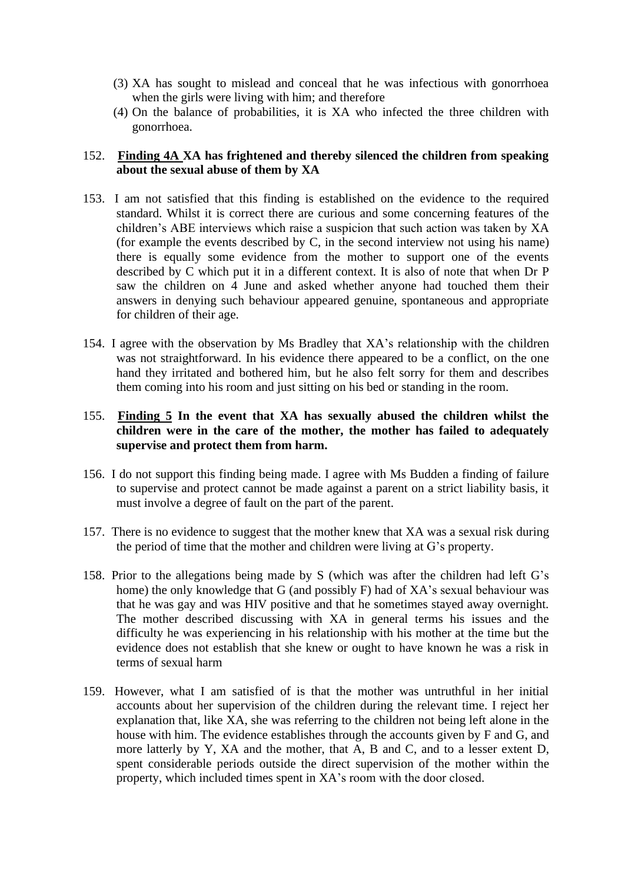(3) XA has sought to mislead and conceal that he was infectious with gonorrhoea when the girls were living with him; and therefore

(4) On the balance of probabilities, it is XA who infected the three children with gonorrhoea.

152. **<u>Finding 4A</u> XA has frightened and thereby silenced the children from speaking about the sexual abuse of them by XA**

153. I am not satisfied that this finding is established on the evidence to the required standard. Whilst it is correct there are curious and some concerning features of the children's ABE interviews which raise a suspicion that such action was taken by XA (for example the events described by C, in the second interview not using his name) there is equally some evidence from the mother to support one of the events described by C which put it in a different context. It is also of note that when Dr P saw the children on 4 June and asked whether anyone had touched them their answers in denying such behaviour appeared genuine, spontaneous and appropriate for children of their age.

154. I agree with the observation by Ms Bradley that XA's relationship with the children was not straightforward. In his evidence there appeared to be a conflict, on the one hand they irritated and bothered him, but he also felt sorry for them and describes them coming into his room and just sitting on his bed or standing in the room.

155. **<u>Finding 5</u> In the event that XA has sexually abused the children whilst the children were in the care of the mother, the mother has failed to adequately supervise and protect them from harm.**

156. I do not support this finding being made. I agree with Ms Budden a finding of failure to supervise and protect cannot be made against a parent on a strict liability basis, it must involve a degree of fault on the part of the parent.

157. There is no evidence to suggest that the mother knew that XA was a sexual risk during the period of time that the mother and children were living at G's property.

158. Prior to the allegations being made by S (which was after the children had left G's home) the only knowledge that G (and possibly F) had of XA's sexual behaviour was that he was gay and was HIV positive and that he sometimes stayed away overnight. The mother described discussing with XA in general terms his issues and the difficulty he was experiencing in his relationship with his mother at the time but the evidence does not establish that she knew or ought to have known he was a risk in terms of sexual harm

159. However, what I am satisfied of is that the mother was untruthful in her initial accounts about her supervision of the children during the relevant time. I reject her explanation that, like XA, she was referring to the children not being left alone in the house with him. The evidence establishes through the accounts given by F and G, and more latterly by Y, XA and the mother, that A, B and C, and to a lesser extent D, spent considerable periods outside the direct supervision of the mother within the property, which included times spent in XA's room with the door closed.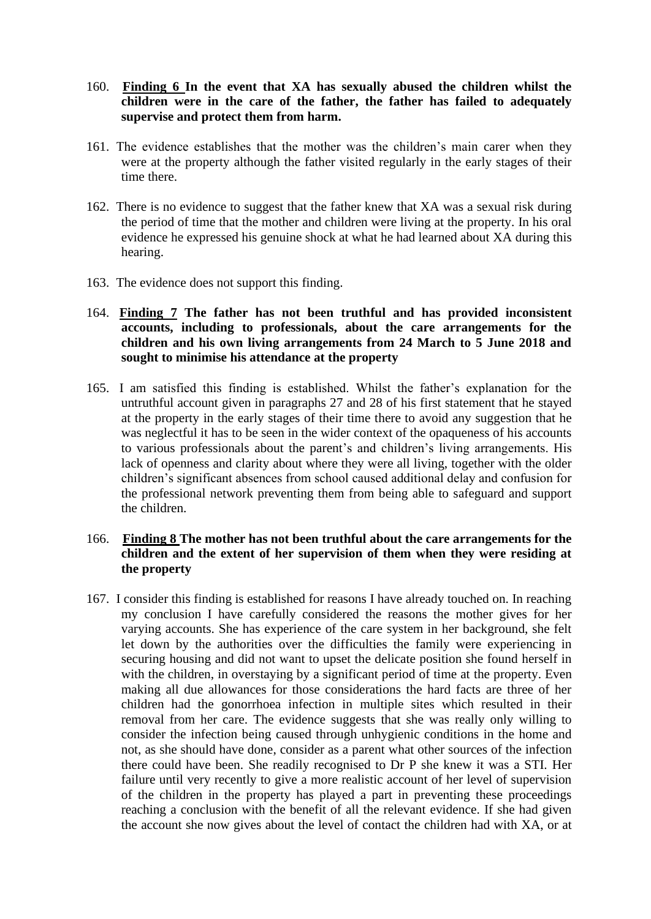160. **<u>Finding 6</u> In the event that XA has sexually abused the children whilst the children were in the care of the father, the father has failed to adequately supervise and protect them from harm.**

161. The evidence establishes that the mother was the children's main carer when they were at the property although the father visited regularly in the early stages of their time there.

162. There is no evidence to suggest that the father knew that XA was a sexual risk during the period of time that the mother and children were living at the property. In his oral evidence he expressed his genuine shock at what he had learned about XA during this hearing.

163. The evidence does not support this finding.

164. **<u>Finding 7</u> The father has not been truthful and has provided inconsistent accounts, including to professionals, about the care arrangements for the children and his own living arrangements from 24 March to 5 June 2018 and sought to minimise his attendance at the property**

165. I am satisfied this finding is established. Whilst the father's explanation for the untruthful account given in paragraphs 27 and 28 of his first statement that he stayed at the property in the early stages of their time there to avoid any suggestion that he was neglectful it has to be seen in the wider context of the opaqueness of his accounts to various professionals about the parent's and children's living arrangements. His lack of openness and clarity about where they were all living, together with the older children's significant absences from school caused additional delay and confusion for the professional network preventing them from being able to safeguard and support the children.

166. **<u>Finding 8</u> The mother has not been truthful about the care arrangements for the children and the extent of her supervision of them when they were residing at the property**

167. I consider this finding is established for reasons I have already touched on. In reaching my conclusion I have carefully considered the reasons the mother gives for her varying accounts. She has experience of the care system in her background, she felt let down by the authorities over the difficulties the family were experiencing in securing housing and did not want to upset the delicate position she found herself in with the children, in overstaying by a significant period of time at the property. Even making all due allowances for those considerations the hard facts are three of her children had the gonorrhoea infection in multiple sites which resulted in their removal from her care. The evidence suggests that she was really only willing to consider the infection being caused through unhygienic conditions in the home and not, as she should have done, consider as a parent what other sources of the infection there could have been. She readily recognised to Dr P she knew it was a STI. Her failure until very recently to give a more realistic account of her level of supervision of the children in the property has played a part in preventing these proceedings reaching a conclusion with the benefit of all the relevant evidence. If she had given the account she now gives about the level of contact the children had with XA, or at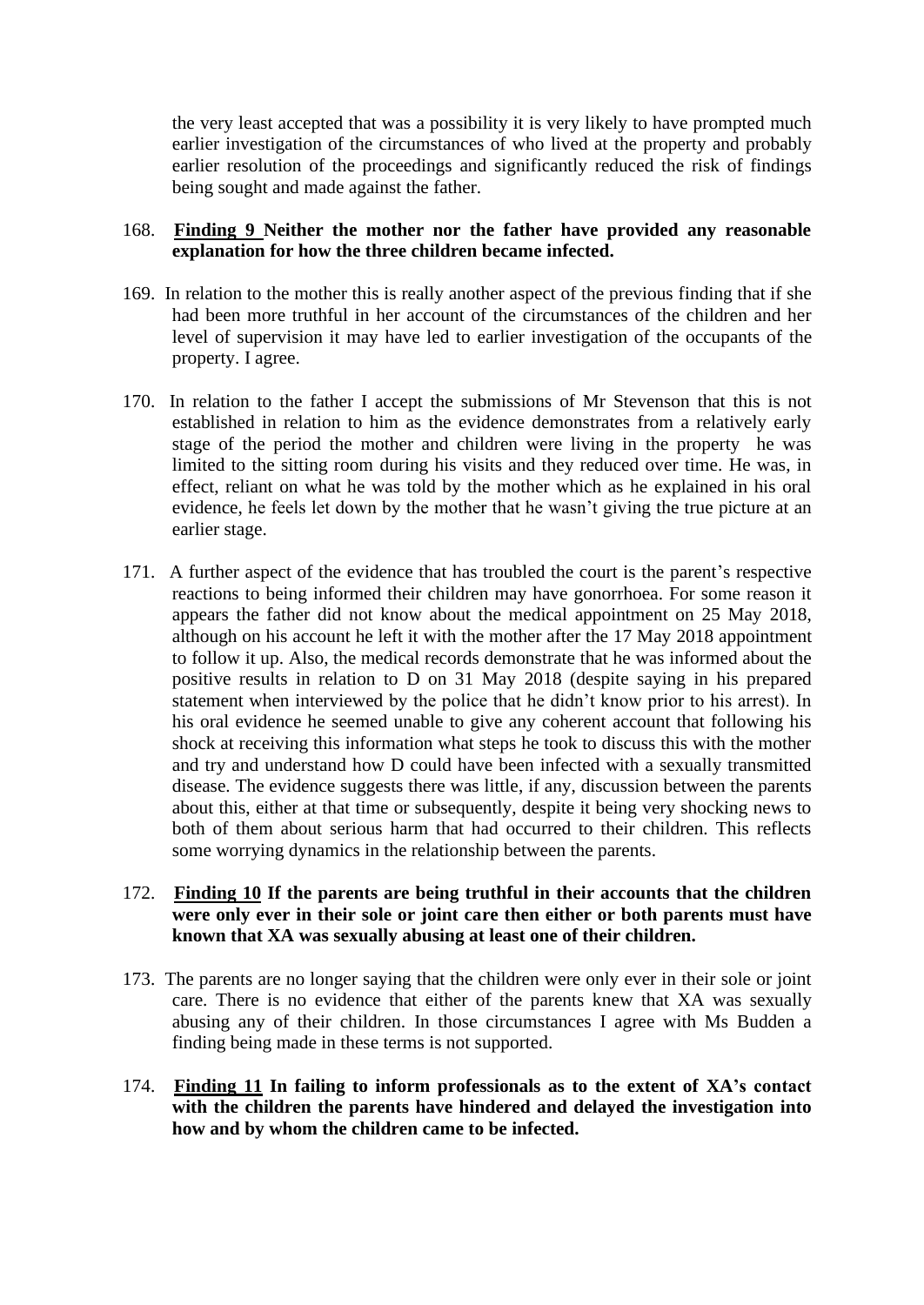the very least accepted that was a possibility it is very likely to have prompted much earlier investigation of the circumstances of who lived at the property and probably earlier resolution of the proceedings and significantly reduced the risk of findings being sought and made against the father.

168. **<u>Finding 9</u> Neither the mother nor the father have provided any reasonable explanation for how the three children became infected.**

169. In relation to the mother this is really another aspect of the previous finding that if she had been more truthful in her account of the circumstances of the children and her level of supervision it may have led to earlier investigation of the occupants of the property. I agree.

170. In relation to the father I accept the submissions of Mr Stevenson that this is not established in relation to him as the evidence demonstrates from a relatively early stage of the period the mother and children were living in the property he was limited to the sitting room during his visits and they reduced over time. He was, in effect, reliant on what he was told by the mother which as he explained in his oral evidence, he feels let down by the mother that he wasn't giving the true picture at an earlier stage.

171. A further aspect of the evidence that has troubled the court is the parent's respective reactions to being informed their children may have gonorrhoea. For some reason it appears the father did not know about the medical appointment on 25 May 2018, although on his account he left it with the mother after the 17 May 2018 appointment to follow it up. Also, the medical records demonstrate that he was informed about the positive results in relation to D on 31 May 2018 (despite saying in his prepared statement when interviewed by the police that he didn't know prior to his arrest). In his oral evidence he seemed unable to give any coherent account that following his shock at receiving this information what steps he took to discuss this with the mother and try and understand how D could have been infected with a sexually transmitted disease. The evidence suggests there was little, if any, discussion between the parents about this, either at that time or subsequently, despite it being very shocking news to both of them about serious harm that had occurred to their children. This reflects some worrying dynamics in the relationship between the parents.

172. **<u>Finding 10</u> If the parents are being truthful in their accounts that the children were only ever in their sole or joint care then either or both parents must have known that XA was sexually abusing at least one of their children.**

173. The parents are no longer saying that the children were only ever in their sole or joint care. There is no evidence that either of the parents knew that XA was sexually abusing any of their children. In those circumstances I agree with Ms Budden a finding being made in these terms is not supported.

174. **<u>Finding 11</u> In failing to inform professionals as to the extent of XA's contact with the children the parents have hindered and delayed the investigation into how and by whom the children came to be infected.**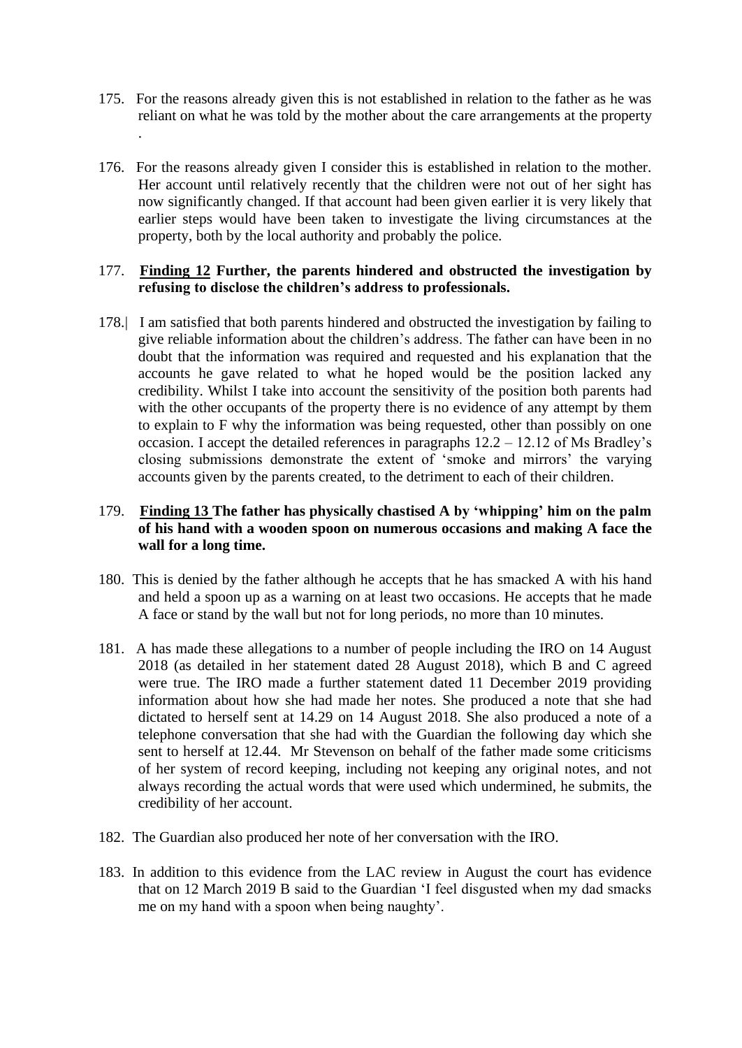175. For the reasons already given this is not established in relation to the father as he was reliant on what he was told by the mother about the care arrangements at the property .

176. For the reasons already given I consider this is established in relation to the mother. Her account until relatively recently that the children were not out of her sight has now significantly changed. If that account had been given earlier it is very likely that earlier steps would have been taken to investigate the living circumstances at the property, both by the local authority and probably the police.

177. **Finding 12 Further, the parents hindered and obstructed the investigation by refusing to disclose the children's address to professionals.**

178.| I am satisfied that both parents hindered and obstructed the investigation by failing to give reliable information about the children's address. The father can have been in no doubt that the information was required and requested and his explanation that the accounts he gave related to what he hoped would be the position lacked any credibility. Whilst I take into account the sensitivity of the position both parents had with the other occupants of the property there is no evidence of any attempt by them to explain to F why the information was being requested, other than possibly on one occasion. I accept the detailed references in paragraphs 12.2 – 12.12 of Ms Bradley's closing submissions demonstrate the extent of 'smoke and mirrors' the varying accounts given by the parents created, to the detriment to each of their children.

179. **Finding 13 The father has physically chastised A by 'whipping' him on the palm of his hand with a wooden spoon on numerous occasions and making A face the wall for a long time.**

180. This is denied by the father although he accepts that he has smacked A with his hand and held a spoon up as a warning on at least two occasions. He accepts that he made A face or stand by the wall but not for long periods, no more than 10 minutes.

181. A has made these allegations to a number of people including the IRO on 14 August 2018 (as detailed in her statement dated 28 August 2018), which B and C agreed were true. The IRO made a further statement dated 11 December 2019 providing information about how she had made her notes. She produced a note that she had dictated to herself sent at 14.29 on 14 August 2018. She also produced a note of a telephone conversation that she had with the Guardian the following day which she sent to herself at 12.44. Mr Stevenson on behalf of the father made some criticisms of her system of record keeping, including not keeping any original notes, and not always recording the actual words that were used which undermined, he submits, the credibility of her account.

182. The Guardian also produced her note of her conversation with the IRO.

183. In addition to this evidence from the LAC review in August the court has evidence that on 12 March 2019 B said to the Guardian 'I feel disgusted when my dad smacks me on my hand with a spoon when being naughty'.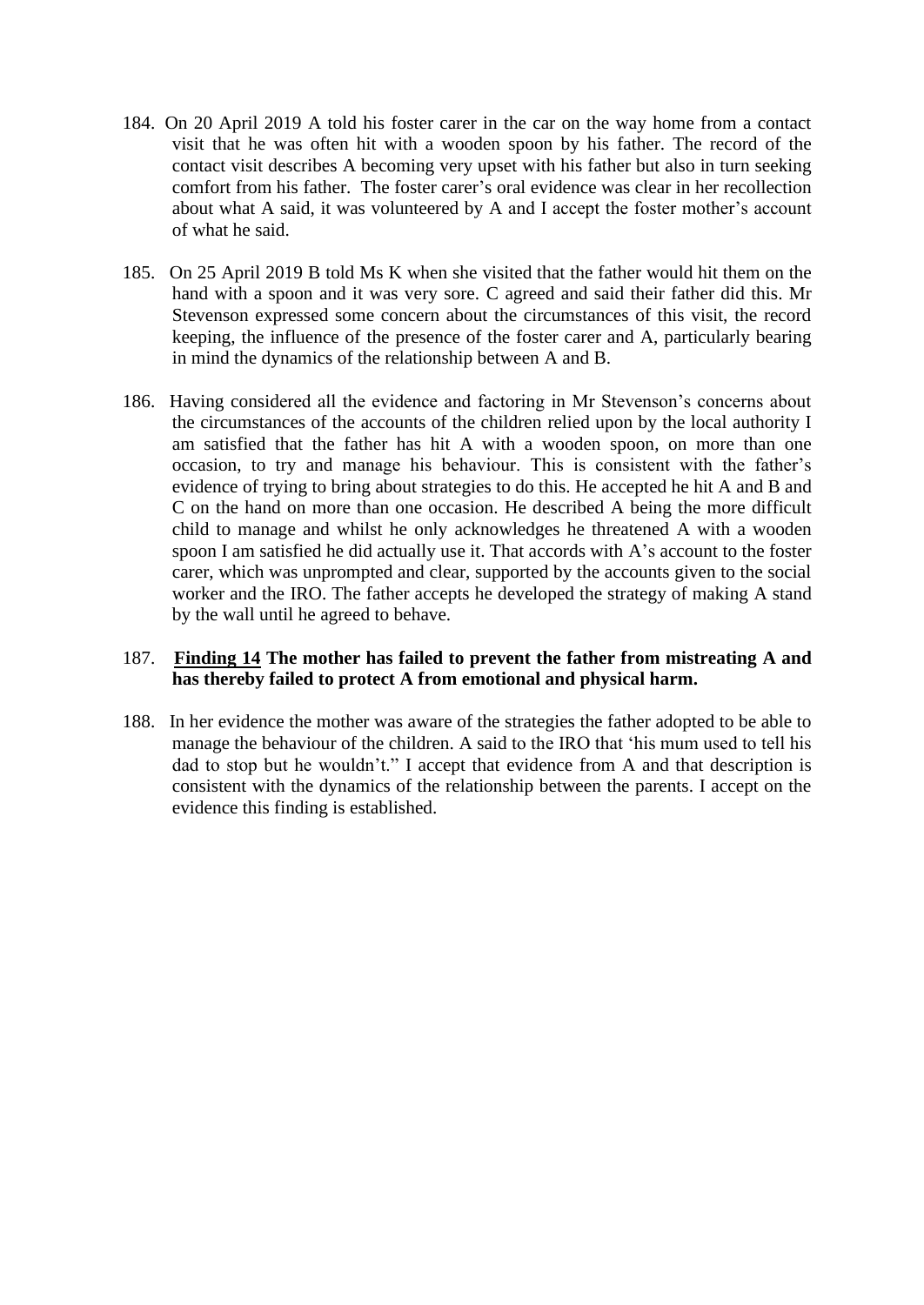184. On 20 April 2019 A told his foster carer in the car on the way home from a contact visit that he was often hit with a wooden spoon by his father. The record of the contact visit describes A becoming very upset with his father but also in turn seeking comfort from his father. The foster carer's oral evidence was clear in her recollection about what A said, it was volunteered by A and I accept the foster mother's account of what he said.

185. On 25 April 2019 B told Ms K when she visited that the father would hit them on the hand with a spoon and it was very sore. C agreed and said their father did this. Mr Stevenson expressed some concern about the circumstances of this visit, the record keeping, the influence of the presence of the foster carer and A, particularly bearing in mind the dynamics of the relationship between A and B.

186. Having considered all the evidence and factoring in Mr Stevenson's concerns about the circumstances of the accounts of the children relied upon by the local authority I am satisfied that the father has hit A with a wooden spoon, on more than one occasion, to try and manage his behaviour. This is consistent with the father's evidence of trying to bring about strategies to do this. He accepted he hit A and B and C on the hand on more than one occasion. He described A being the more difficult child to manage and whilst he only acknowledges he threatened A with a wooden spoon I am satisfied he did actually use it. That accords with A's account to the foster carer, which was unprompted and clear, supported by the accounts given to the social worker and the IRO. The father accepts he developed the strategy of making A stand by the wall until he agreed to behave.

187. **<u>Finding 14</u> The mother has failed to prevent the father from mistreating A and has thereby failed to protect A from emotional and physical harm.**

188. In her evidence the mother was aware of the strategies the father adopted to be able to manage the behaviour of the children. A said to the IRO that 'his mum used to tell his dad to stop but he wouldn't." I accept that evidence from A and that description is consistent with the dynamics of the relationship between the parents. I accept on the evidence this finding is established.